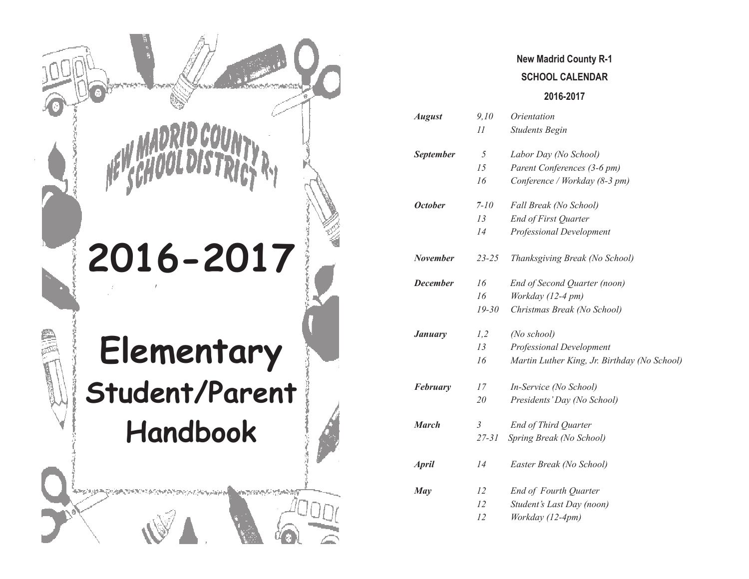# NEW MADRID COUNTY SCHOOL DISTRICT R-1

# 2016-2017

# Elementary Student/Parent Handbook

**New Madrid County R-1**

**SCHOOL CALENDAR**

**2016-2017**

| Month | Date | Event |
|---|---|---|
| ***August*** | *9,10* | *Orientation* |
| | *11* | *Students Begin* |
| ***September*** | *5* | *Labor Day (No School)* |
| | *15* | *Parent Conferences (3-6 pm)* |
| | *16* | *Conference / Workday (8-3 pm)* |
| ***October*** | *7-10* | *Fall Break (No School)* |
| | *13* | *End of First Quarter* |
| | *14* | *Professional Development* |
| ***November*** | *23-25* | *Thanksgiving Break (No School)* |
| ***December*** | *16* | *End of Second Quarter (noon)* |
| | *16* | *Workday (12-4 pm)* |
| | *19-30* | *Christmas Break (No School)* |
| ***January*** | *1,2* | *(No school)* |
| | *13* | *Professional Development* |
| | *16* | *Martin Luther King, Jr. Birthday (No School)* |
| ***February*** | *17* | *In-Service (No School)* |
| | *20* | *Presidents' Day (No School)* |
| ***March*** | *3* | *End of Third Quarter* |
| | *27-31* | *Spring Break (No School)* |
| ***April*** | *14* | *Easter Break (No School)* |
| ***May*** | *12* | *End of Fourth Quarter* |
| | *12* | *Student's Last Day (noon)* |
| | *12* | *Workday (12-4pm)* |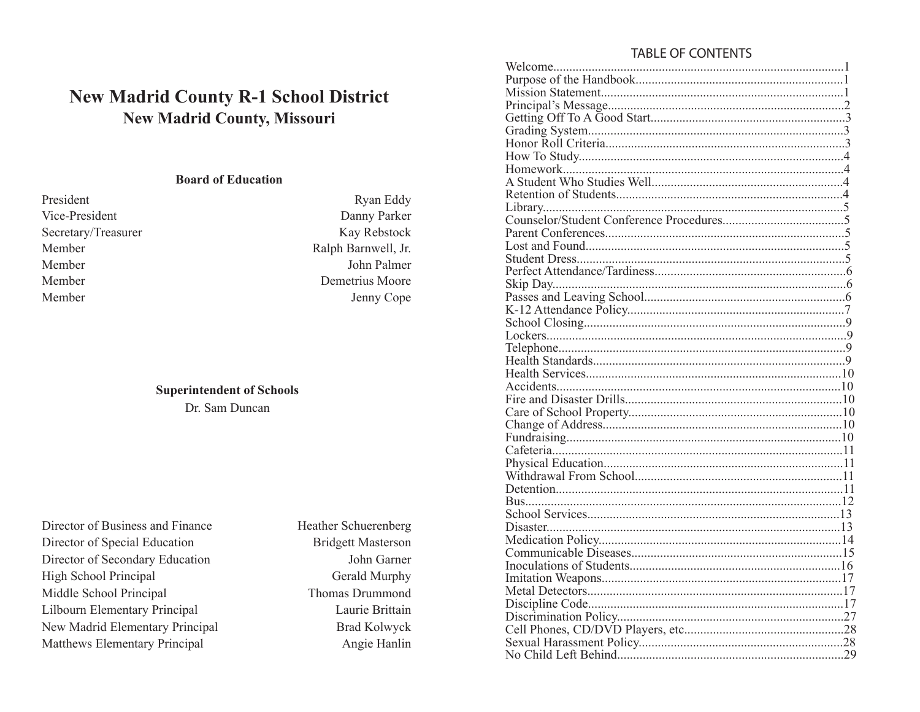# New Madrid County R-1 School District

## New Madrid County, Missouri

**Board of Education**

| | |
|---|---|
| President | Ryan Eddy |
| Vice-President | Danny Parker |
| Secretary/Treasurer | Kay Rebstock |
| Member | Ralph Barnwell, Jr. |
| Member | John Palmer |
| Member | Demetrius Moore |
| Member | Jenny Cope |

**Superintendent of Schools**

Dr. Sam Duncan

| | |
|---|---|
| Director of Business and Finance | Heather Schuerenberg |
| Director of Special Education | Bridgett Masterson |
| Director of Secondary Education | John Garner |
| High School Principal | Gerald Murphy |
| Middle School Principal | Thomas Drummond |
| Lilbourn Elementary Principal | Laurie Brittain |
| New Madrid Elementary Principal | Brad Kolwyck |
| Matthews Elementary Principal | Angie Hanlin |

## TABLE OF CONTENTS

| | |
|---|---|
| Welcome | 1 |
| Purpose of the Handbook | 1 |
| Mission Statement | 1 |
| Principal's Message | 2 |
| Getting Off To A Good Start | 3 |
| Grading System | 3 |
| Honor Roll Criteria | 3 |
| How To Study | 4 |
| Homework | 4 |
| A Student Who Studies Well | 4 |
| Retention of Students | 4 |
| Library | 5 |
| Counselor/Student Conference Procedures | 5 |
| Parent Conferences | 5 |
| Lost and Found | 5 |
| Student Dress | 5 |
| Perfect Attendance/Tardiness | 6 |
| Skip Day | 6 |
| Passes and Leaving School | 6 |
| K-12 Attendance Policy | 7 |
| School Closing | 9 |
| Lockers | 9 |
| Telephone | 9 |
| Health Standards | 9 |
| Health Services | 10 |
| Accidents | 10 |
| Fire and Disaster Drills | 10 |
| Care of School Property | 10 |
| Change of Address | 10 |
| Fundraising | 10 |
| Cafeteria | 11 |
| Physical Education | 11 |
| Withdrawal From School | 11 |
| Detention | 11 |
| Bus | 12 |
| School Services | 13 |
| Disaster | 13 |
| Medication Policy | 14 |
| Communicable Diseases | 15 |
| Inoculations of Students | 16 |
| Imitation Weapons | 17 |
| Metal Detectors | 17 |
| Discipline Code | 17 |
| Discrimination Policy | 27 |
| Cell Phones, CD/DVD Players, etc | 28 |
| Sexual Harassment Policy | 28 |
| No Child Left Behind | 29 |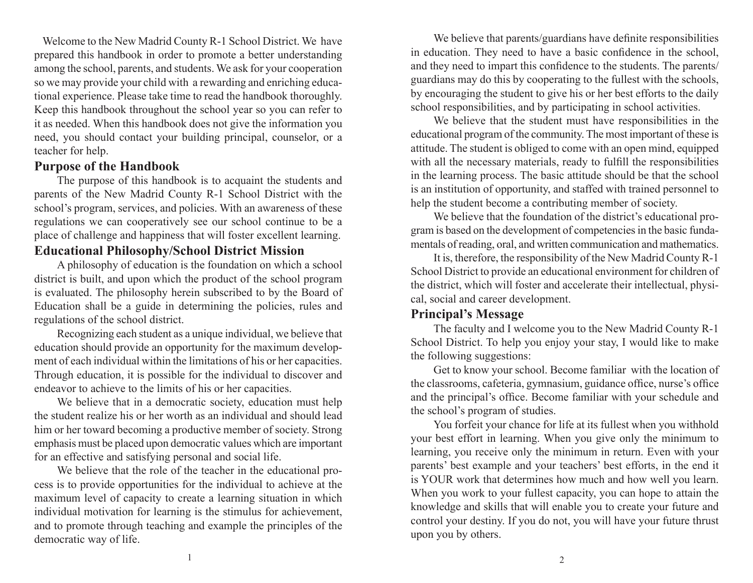Welcome to the New Madrid County R-1 School District. We have prepared this handbook in order to promote a better understanding among the school, parents, and students. We ask for your cooperation so we may provide your child with a rewarding and enriching educational experience. Please take time to read the handbook thoroughly. Keep this handbook throughout the school year so you can refer to it as needed. When this handbook does not give the information you need, you should contact your building principal, counselor, or a teacher for help.

## Purpose of the Handbook

The purpose of this handbook is to acquaint the students and parents of the New Madrid County R-1 School District with the school's program, services, and policies. With an awareness of these regulations we can cooperatively see our school continue to be a place of challenge and happiness that will foster excellent learning.

## Educational Philosophy/School District Mission

A philosophy of education is the foundation on which a school district is built, and upon which the product of the school program is evaluated. The philosophy herein subscribed to by the Board of Education shall be a guide in determining the policies, rules and regulations of the school district.

Recognizing each student as a unique individual, we believe that education should provide an opportunity for the maximum development of each individual within the limitations of his or her capacities. Through education, it is possible for the individual to discover and endeavor to achieve to the limits of his or her capacities.

We believe that in a democratic society, education must help the student realize his or her worth as an individual and should lead him or her toward becoming a productive member of society. Strong emphasis must be placed upon democratic values which are important for an effective and satisfying personal and social life.

We believe that the role of the teacher in the educational process is to provide opportunities for the individual to achieve at the maximum level of capacity to create a learning situation in which individual motivation for learning is the stimulus for achievement, and to promote through teaching and example the principles of the democratic way of life.

We believe that parents/guardians have definite responsibilities in education. They need to have a basic confidence in the school, and they need to impart this confidence to the students. The parents/guardians may do this by cooperating to the fullest with the schools, by encouraging the student to give his or her best efforts to the daily school responsibilities, and by participating in school activities.

We believe that the student must have responsibilities in the educational program of the community. The most important of these is attitude. The student is obliged to come with an open mind, equipped with all the necessary materials, ready to fulfill the responsibilities in the learning process. The basic attitude should be that the school is an institution of opportunity, and staffed with trained personnel to help the student become a contributing member of society.

We believe that the foundation of the district's educational program is based on the development of competencies in the basic fundamentals of reading, oral, and written communication and mathematics.

It is, therefore, the responsibility of the New Madrid County R-1 School District to provide an educational environment for children of the district, which will foster and accelerate their intellectual, physical, social and career development.

## Principal's Message

The faculty and I welcome you to the New Madrid County R-1 School District. To help you enjoy your stay, I would like to make the following suggestions:

Get to know your school. Become familiar with the location of the classrooms, cafeteria, gymnasium, guidance office, nurse's office and the principal's office. Become familiar with your schedule and the school's program of studies.

You forfeit your chance for life at its fullest when you withhold your best effort in learning. When you give only the minimum to learning, you receive only the minimum in return. Even with your parents' best example and your teachers' best efforts, in the end it is YOUR work that determines how much and how well you learn. When you work to your fullest capacity, you can hope to attain the knowledge and skills that will enable you to create your future and control your destiny. If you do not, you will have your future thrust upon you by others.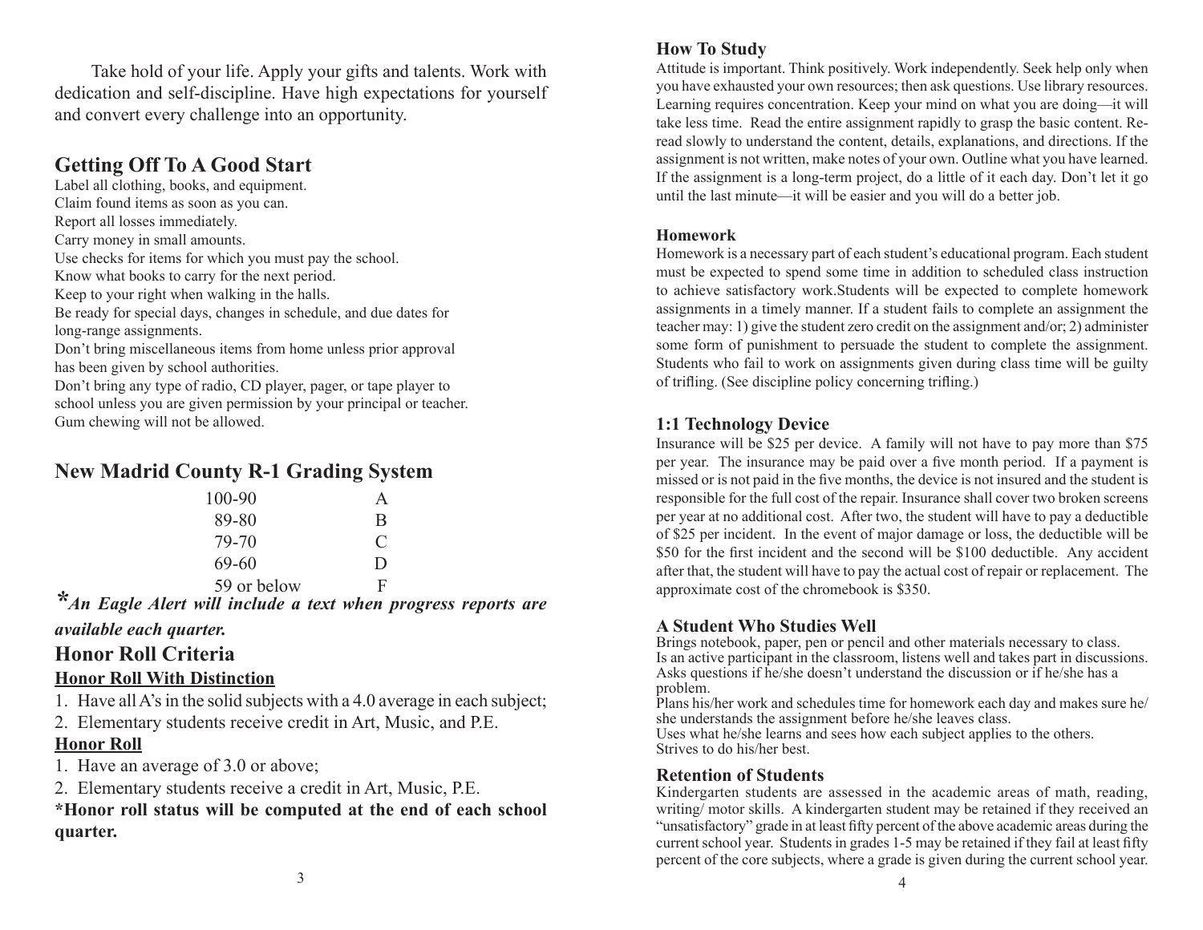Take hold of your life. Apply your gifts and talents. Work with dedication and self-discipline. Have high expectations for yourself and convert every challenge into an opportunity.

## Getting Off To A Good Start

Label all clothing, books, and equipment.
Claim found items as soon as you can.
Report all losses immediately.
Carry money in small amounts.
Use checks for items for which you must pay the school.
Know what books to carry for the next period.
Keep to your right when walking in the halls.
Be ready for special days, changes in schedule, and due dates for long-range assignments.
Don't bring miscellaneous items from home unless prior approval has been given by school authorities.
Don't bring any type of radio, CD player, pager, or tape player to school unless you are given permission by your principal or teacher.
Gum chewing will not be allowed.

## New Madrid County R-1 Grading System

| Score | Grade |
|---|---|
| 100-90 | A |
| 89-80 | B |
| 79-70 | C |
| 69-60 | D |
| 59 or below | F |

***An Eagle Alert will include a text when progress reports are available each quarter.***

## Honor Roll Criteria

### Honor Roll With Distinction

1. Have all A's in the solid subjects with a 4.0 average in each subject;
2. Elementary students receive credit in Art, Music, and P.E.

### Honor Roll

1. Have an average of 3.0 or above;
2. Elementary students receive a credit in Art, Music, P.E.

**\*Honor roll status will be computed at the end of each school quarter.**

### How To Study

Attitude is important. Think positively. Work independently. Seek help only when you have exhausted your own resources; then ask questions. Use library resources. Learning requires concentration. Keep your mind on what you are doing—it will take less time. Read the entire assignment rapidly to grasp the basic content. Re-read slowly to understand the content, details, explanations, and directions. If the assignment is not written, make notes of your own. Outline what you have learned. If the assignment is a long-term project, do a little of it each day. Don't let it go until the last minute—it will be easier and you will do a better job.

### Homework

Homework is a necessary part of each student's educational program. Each student must be expected to spend some time in addition to scheduled class instruction to achieve satisfactory work.Students will be expected to complete homework assignments in a timely manner. If a student fails to complete an assignment the teacher may: 1) give the student zero credit on the assignment and/or; 2) administer some form of punishment to persuade the student to complete the assignment. Students who fail to work on assignments given during class time will be guilty of trifling. (See discipline policy concerning trifling.)

## 1:1 Technology Device

Insurance will be $25 per device. A family will not have to pay more than $75 per year. The insurance may be paid over a five month period. If a payment is missed or is not paid in the five months, the device is not insured and the student is responsible for the full cost of the repair. Insurance shall cover two broken screens per year at no additional cost. After two, the student will have to pay a deductible of $25 per incident. In the event of major damage or loss, the deductible will be $50 for the first incident and the second will be $100 deductible. Any accident after that, the student will have to pay the actual cost of repair or replacement. The approximate cost of the chromebook is $350.

### A Student Who Studies Well

Brings notebook, paper, pen or pencil and other materials necessary to class.
Is an active participant in the classroom, listens well and takes part in discussions.
Asks questions if he/she doesn't understand the discussion or if he/she has a problem.
Plans his/her work and schedules time for homework each day and makes sure he/she understands the assignment before he/she leaves class.
Uses what he/she learns and sees how each subject applies to the others.
Strives to do his/her best.

### Retention of Students

Kindergarten students are assessed in the academic areas of math, reading, writing/ motor skills. A kindergarten student may be retained if they received an "unsatisfactory" grade in at least fifty percent of the above academic areas during the current school year. Students in grades 1-5 may be retained if they fail at least fifty percent of the core subjects, where a grade is given during the current school year.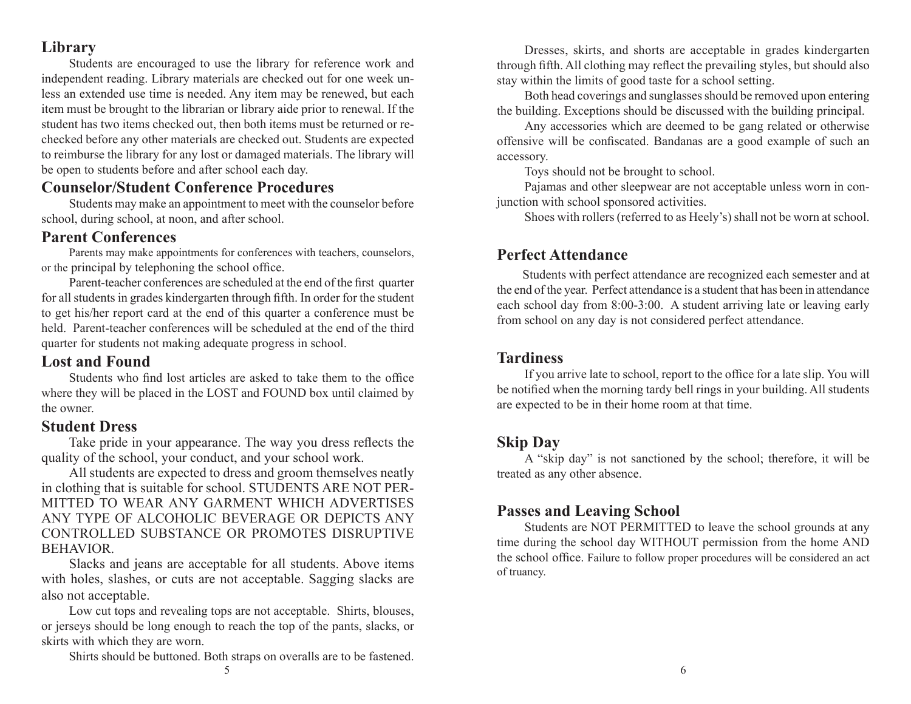## Library

Students are encouraged to use the library for reference work and independent reading. Library materials are checked out for one week unless an extended use time is needed. Any item may be renewed, but each item must be brought to the librarian or library aide prior to renewal. If the student has two items checked out, then both items must be returned or rechecked before any other materials are checked out. Students are expected to reimburse the library for any lost or damaged materials. The library will be open to students before and after school each day.

## Counselor/Student Conference Procedures

Students may make an appointment to meet with the counselor before school, during school, at noon, and after school.

## Parent Conferences

Parents may make appointments for conferences with teachers, counselors, or the principal by telephoning the school office.

Parent-teacher conferences are scheduled at the end of the first quarter for all students in grades kindergarten through fifth. In order for the student to get his/her report card at the end of this quarter a conference must be held. Parent-teacher conferences will be scheduled at the end of the third quarter for students not making adequate progress in school.

## Lost and Found

Students who find lost articles are asked to take them to the office where they will be placed in the LOST and FOUND box until claimed by the owner.

## Student Dress

Take pride in your appearance. The way you dress reflects the quality of the school, your conduct, and your school work.

All students are expected to dress and groom themselves neatly in clothing that is suitable for school. STUDENTS ARE NOT PERMITTED TO WEAR ANY GARMENT WHICH ADVERTISES ANY TYPE OF ALCOHOLIC BEVERAGE OR DEPICTS ANY CONTROLLED SUBSTANCE OR PROMOTES DISRUPTIVE BEHAVIOR.

Slacks and jeans are acceptable for all students. Above items with holes, slashes, or cuts are not acceptable. Sagging slacks are also not acceptable.

Low cut tops and revealing tops are not acceptable. Shirts, blouses, or jerseys should be long enough to reach the top of the pants, slacks, or skirts with which they are worn.

Shirts should be buttoned. Both straps on overalls are to be fastened.

Dresses, skirts, and shorts are acceptable in grades kindergarten through fifth. All clothing may reflect the prevailing styles, but should also stay within the limits of good taste for a school setting.

Both head coverings and sunglasses should be removed upon entering the building. Exceptions should be discussed with the building principal.

Any accessories which are deemed to be gang related or otherwise offensive will be confiscated. Bandanas are a good example of such an accessory.

Toys should not be brought to school.

Pajamas and other sleepwear are not acceptable unless worn in conjunction with school sponsored activities.

Shoes with rollers (referred to as Heely's) shall not be worn at school.

## Perfect Attendance

Students with perfect attendance are recognized each semester and at the end of the year. Perfect attendance is a student that has been in attendance each school day from 8:00-3:00. A student arriving late or leaving early from school on any day is not considered perfect attendance.

## Tardiness

If you arrive late to school, report to the office for a late slip. You will be notified when the morning tardy bell rings in your building. All students are expected to be in their home room at that time.

## Skip Day

A "skip day" is not sanctioned by the school; therefore, it will be treated as any other absence.

## Passes and Leaving School

Students are NOT PERMITTED to leave the school grounds at any time during the school day WITHOUT permission from the home AND the school office. Failure to follow proper procedures will be considered an act of truancy.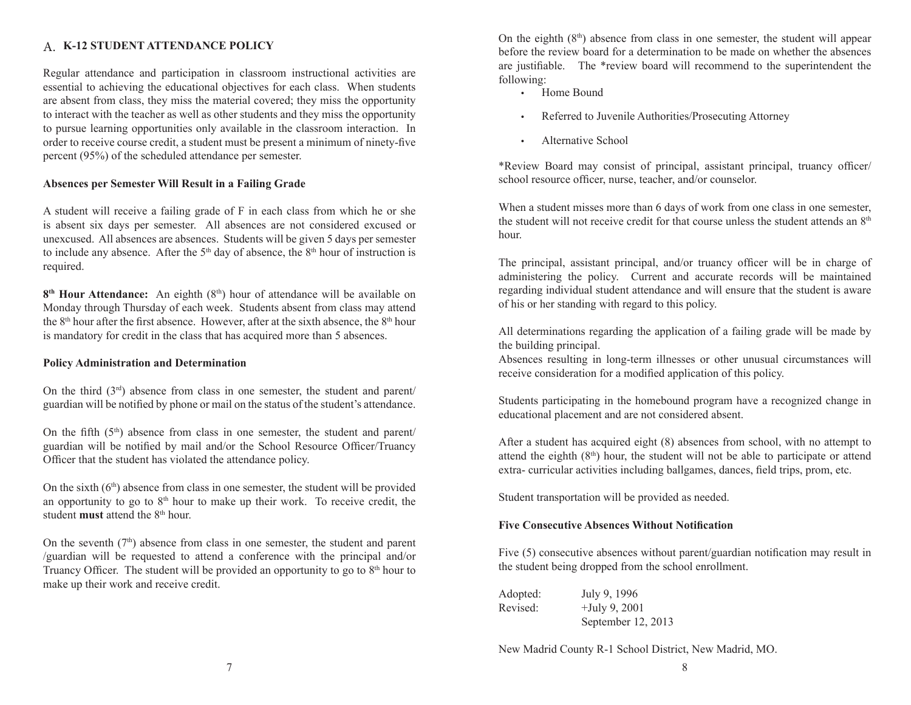## A. K-12 STUDENT ATTENDANCE POLICY

Regular attendance and participation in classroom instructional activities are essential to achieving the educational objectives for each class. When students are absent from class, they miss the material covered; they miss the opportunity to interact with the teacher as well as other students and they miss the opportunity to pursue learning opportunities only available in the classroom interaction. In order to receive course credit, a student must be present a minimum of ninety-five percent (95%) of the scheduled attendance per semester.

**Absences per Semester Will Result in a Failing Grade**

A student will receive a failing grade of F in each class from which he or she is absent six days per semester. All absences are not considered excused or unexcused. All absences are absences. Students will be given 5 days per semester to include any absence. After the 5th day of absence, the 8th hour of instruction is required.

**8th Hour Attendance:** An eighth (8th) hour of attendance will be available on Monday through Thursday of each week. Students absent from class may attend the 8th hour after the first absence. However, after at the sixth absence, the 8th hour is mandatory for credit in the class that has acquired more than 5 absences.

**Policy Administration and Determination**

On the third (3rd) absence from class in one semester, the student and parent/guardian will be notified by phone or mail on the status of the student's attendance.

On the fifth (5th) absence from class in one semester, the student and parent/guardian will be notified by mail and/or the School Resource Officer/Truancy Officer that the student has violated the attendance policy.

On the sixth (6th) absence from class in one semester, the student will be provided an opportunity to go to 8th hour to make up their work. To receive credit, the student **must** attend the 8th hour.

On the seventh (7th) absence from class in one semester, the student and parent /guardian will be requested to attend a conference with the principal and/or Truancy Officer. The student will be provided an opportunity to go to 8th hour to make up their work and receive credit.

On the eighth (8th) absence from class in one semester, the student will appear before the review board for a determination to be made on whether the absences are justifiable. The *review board will recommend to the superintendent the following:

- Home Bound
- Referred to Juvenile Authorities/Prosecuting Attorney
- Alternative School

*Review Board may consist of principal, assistant principal, truancy officer/school resource officer, nurse, teacher, and/or counselor.

When a student misses more than 6 days of work from one class in one semester, the student will not receive credit for that course unless the student attends an 8th hour.

The principal, assistant principal, and/or truancy officer will be in charge of administering the policy. Current and accurate records will be maintained regarding individual student attendance and will ensure that the student is aware of his or her standing with regard to this policy.

All determinations regarding the application of a failing grade will be made by the building principal.
Absences resulting in long-term illnesses or other unusual circumstances will receive consideration for a modified application of this policy.

Students participating in the homebound program have a recognized change in educational placement and are not considered absent.

After a student has acquired eight (8) absences from school, with no attempt to attend the eighth (8th) hour, the student will not be able to participate or attend extra- curricular activities including ballgames, dances, field trips, prom, etc.

Student transportation will be provided as needed.

**Five Consecutive Absences Without Notification**

Five (5) consecutive absences without parent/guardian notification may result in the student being dropped from the school enrollment.

Adopted: July 9, 1996
Revised: +July 9, 2001
September 12, 2013

New Madrid County R-1 School District, New Madrid, MO.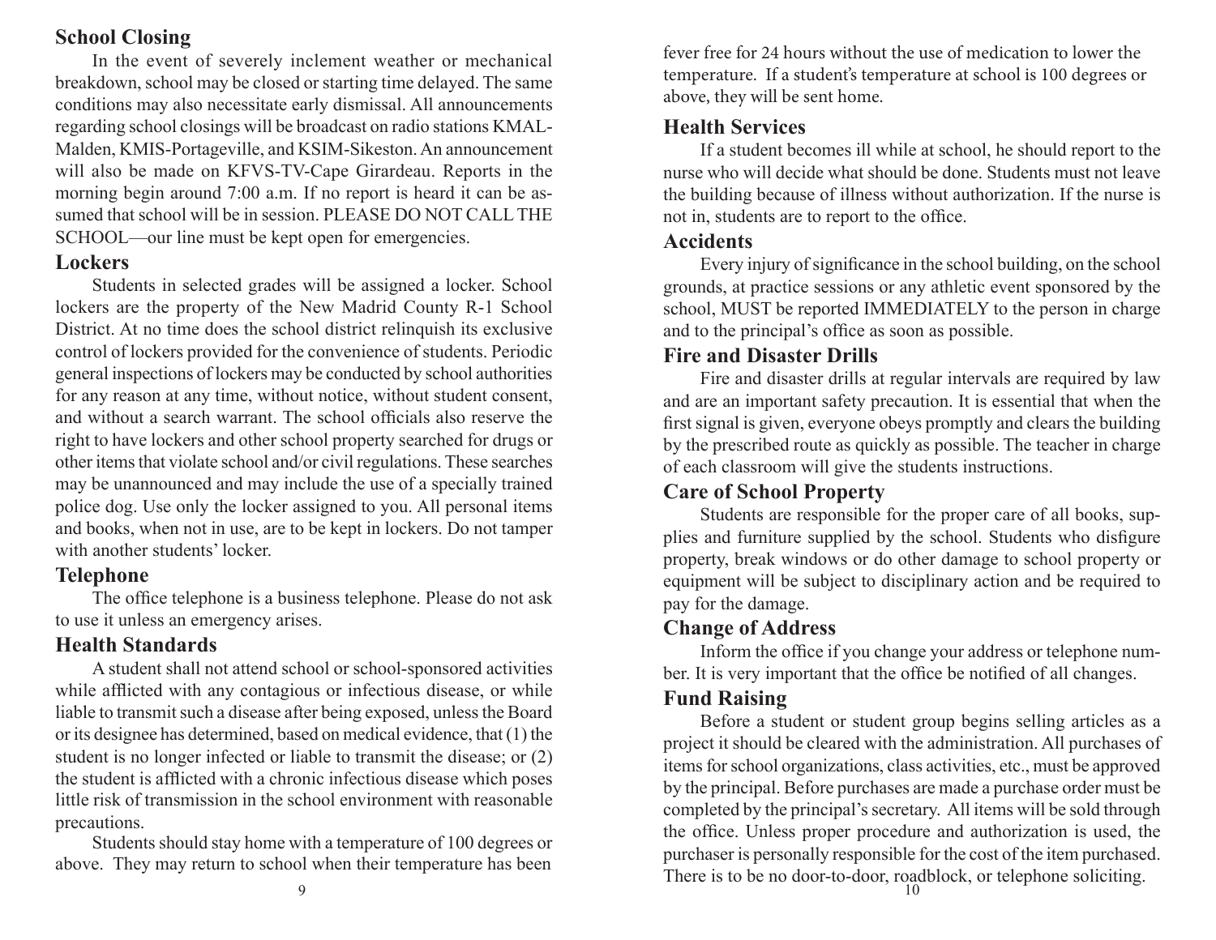## School Closing

In the event of severely inclement weather or mechanical breakdown, school may be closed or starting time delayed. The same conditions may also necessitate early dismissal. All announcements regarding school closings will be broadcast on radio stations KMAL-Malden, KMIS-Portageville, and KSIM-Sikeston. An announcement will also be made on KFVS-TV-Cape Girardeau. Reports in the morning begin around 7:00 a.m. If no report is heard it can be assumed that school will be in session. PLEASE DO NOT CALL THE SCHOOL—our line must be kept open for emergencies.

## Lockers

Students in selected grades will be assigned a locker. School lockers are the property of the New Madrid County R-1 School District. At no time does the school district relinquish its exclusive control of lockers provided for the convenience of students. Periodic general inspections of lockers may be conducted by school authorities for any reason at any time, without notice, without student consent, and without a search warrant. The school officials also reserve the right to have lockers and other school property searched for drugs or other items that violate school and/or civil regulations. These searches may be unannounced and may include the use of a specially trained police dog. Use only the locker assigned to you. All personal items and books, when not in use, are to be kept in lockers. Do not tamper with another students' locker.

## Telephone

The office telephone is a business telephone. Please do not ask to use it unless an emergency arises.

## Health Standards

A student shall not attend school or school-sponsored activities while afflicted with any contagious or infectious disease, or while liable to transmit such a disease after being exposed, unless the Board or its designee has determined, based on medical evidence, that (1) the student is no longer infected or liable to transmit the disease; or (2) the student is afflicted with a chronic infectious disease which poses little risk of transmission in the school environment with reasonable precautions.

Students should stay home with a temperature of 100 degrees or above. They may return to school when their temperature has been fever free for 24 hours without the use of medication to lower the temperature. If a student's temperature at school is 100 degrees or above, they will be sent home.

## Health Services

If a student becomes ill while at school, he should report to the nurse who will decide what should be done. Students must not leave the building because of illness without authorization. If the nurse is not in, students are to report to the office.

## Accidents

Every injury of significance in the school building, on the school grounds, at practice sessions or any athletic event sponsored by the school, MUST be reported IMMEDIATELY to the person in charge and to the principal's office as soon as possible.

## Fire and Disaster Drills

Fire and disaster drills at regular intervals are required by law and are an important safety precaution. It is essential that when the first signal is given, everyone obeys promptly and clears the building by the prescribed route as quickly as possible. The teacher in charge of each classroom will give the students instructions.

## Care of School Property

Students are responsible for the proper care of all books, supplies and furniture supplied by the school. Students who disfigure property, break windows or do other damage to school property or equipment will be subject to disciplinary action and be required to pay for the damage.

## Change of Address

Inform the office if you change your address or telephone number. It is very important that the office be notified of all changes.

## Fund Raising

Before a student or student group begins selling articles as a project it should be cleared with the administration. All purchases of items for school organizations, class activities, etc., must be approved by the principal. Before purchases are made a purchase order must be completed by the principal's secretary. All items will be sold through the office. Unless proper procedure and authorization is used, the purchaser is personally responsible for the cost of the item purchased. There is to be no door-to-door, roadblock, or telephone soliciting.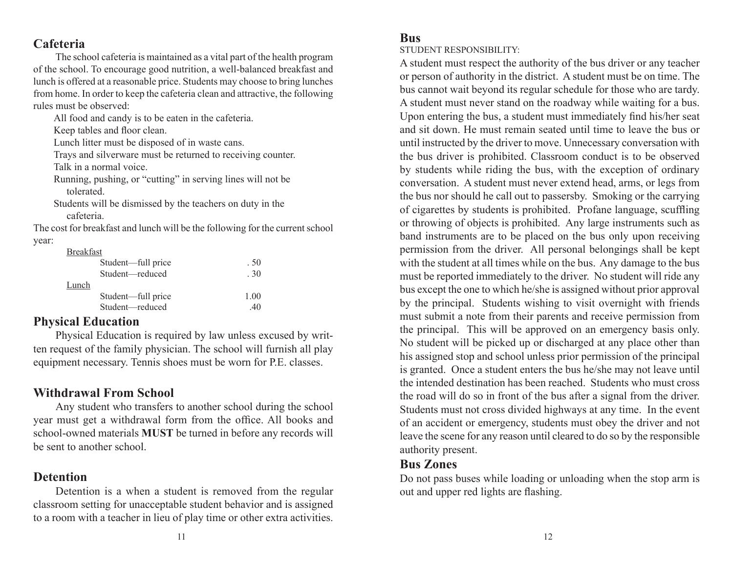## Cafeteria

The school cafeteria is maintained as a vital part of the health program of the school. To encourage good nutrition, a well-balanced breakfast and lunch is offered at a reasonable price. Students may choose to bring lunches from home. In order to keep the cafeteria clean and attractive, the following rules must be observed:

- All food and candy is to be eaten in the cafeteria.
- Keep tables and floor clean.
- Lunch litter must be disposed of in waste cans.
- Trays and silverware must be returned to receiving counter.
- Talk in a normal voice.
- Running, pushing, or "cutting" in serving lines will not be tolerated.
- Students will be dismissed by the teachers on duty in the cafeteria.

The cost for breakfast and lunch will be the following for the current school year:

| | | |
|---|---|---|
| <u>Breakfast</u> | | |
| | Student—full price | . 50 |
| | Student—reduced | . 30 |
| <u>Lunch</u> | | |
| | Student—full price | 1.00 |
| | Student—reduced | .40 |

## Physical Education

Physical Education is required by law unless excused by written request of the family physician. The school will furnish all play equipment necessary. Tennis shoes must be worn for P.E. classes.

## Withdrawal From School

Any student who transfers to another school during the school year must get a withdrawal form from the office. All books and school-owned materials **MUST** be turned in before any records will be sent to another school.

## Detention

Detention is a when a student is removed from the regular classroom setting for unacceptable student behavior and is assigned to a room with a teacher in lieu of play time or other extra activities.

## Bus

STUDENT RESPONSIBILITY:

A student must respect the authority of the bus driver or any teacher or person of authority in the district. A student must be on time. The bus cannot wait beyond its regular schedule for those who are tardy. A student must never stand on the roadway while waiting for a bus. Upon entering the bus, a student must immediately find his/her seat and sit down. He must remain seated until time to leave the bus or until instructed by the driver to move. Unnecessary conversation with the bus driver is prohibited. Classroom conduct is to be observed by students while riding the bus, with the exception of ordinary conversation. A student must never extend head, arms, or legs from the bus nor should he call out to passersby. Smoking or the carrying of cigarettes by students is prohibited. Profane language, scuffling or throwing of objects is prohibited. Any large instruments such as band instruments are to be placed on the bus only upon receiving permission from the driver. All personal belongings shall be kept with the student at all times while on the bus. Any damage to the bus must be reported immediately to the driver. No student will ride any bus except the one to which he/she is assigned without prior approval by the principal. Students wishing to visit overnight with friends must submit a note from their parents and receive permission from the principal. This will be approved on an emergency basis only. No student will be picked up or discharged at any place other than his assigned stop and school unless prior permission of the principal is granted. Once a student enters the bus he/she may not leave until the intended destination has been reached. Students who must cross the road will do so in front of the bus after a signal from the driver. Students must not cross divided highways at any time. In the event of an accident or emergency, students must obey the driver and not leave the scene for any reason until cleared to do so by the responsible authority present.

## Bus Zones

Do not pass buses while loading or unloading when the stop arm is out and upper red lights are flashing.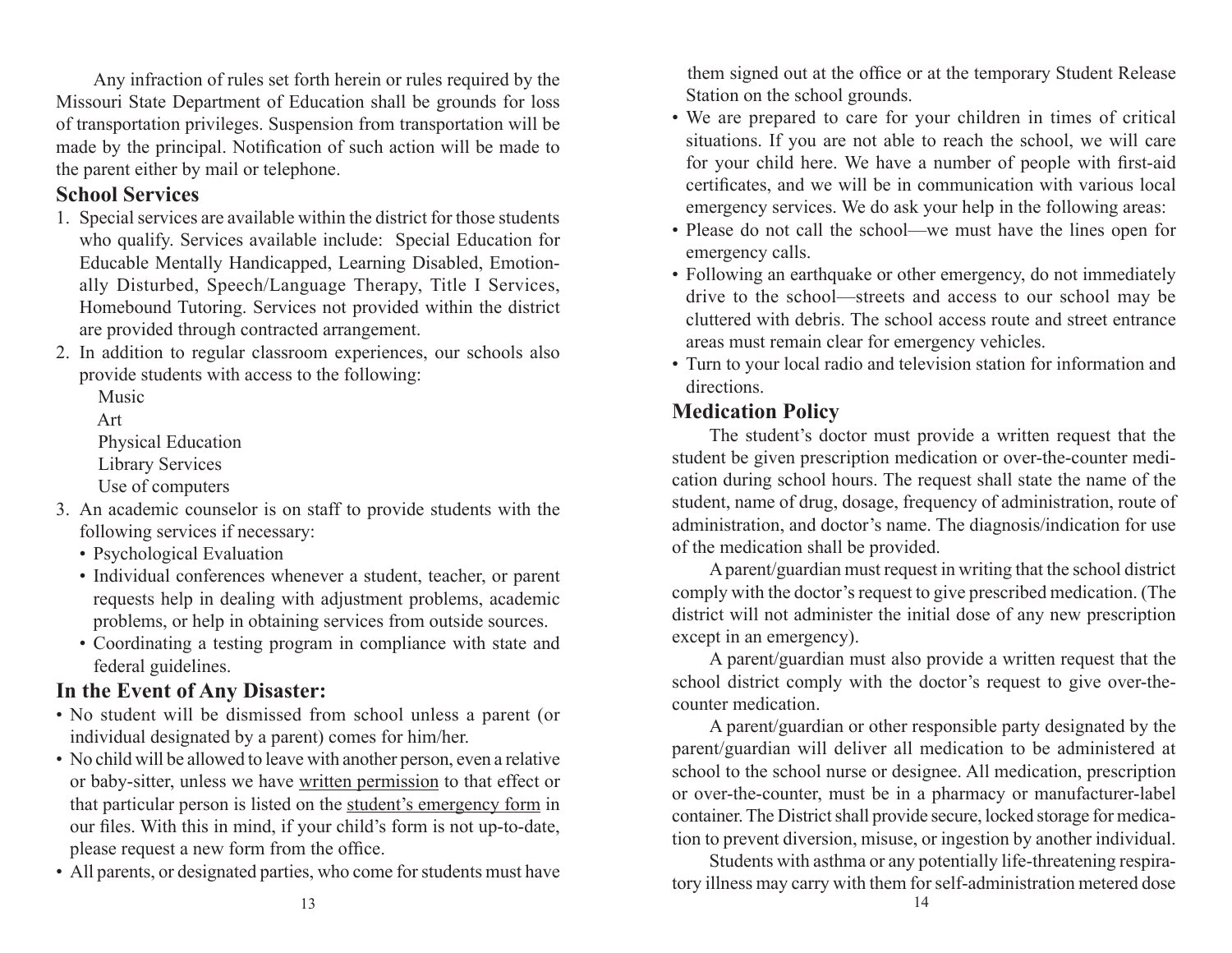Any infraction of rules set forth herein or rules required by the Missouri State Department of Education shall be grounds for loss of transportation privileges. Suspension from transportation will be made by the principal. Notification of such action will be made to the parent either by mail or telephone.

## School Services

1. Special services are available within the district for those students who qualify. Services available include: Special Education for Educable Mentally Handicapped, Learning Disabled, Emotionally Disturbed, Speech/Language Therapy, Title I Services, Homebound Tutoring. Services not provided within the district are provided through contracted arrangement.
2. In addition to regular classroom experiences, our schools also provide students with access to the following:

   Music  
   Art  
   Physical Education  
   Library Services  
   Use of computers
3. An academic counselor is on staff to provide students with the following services if necessary:
   - Psychological Evaluation
   - Individual conferences whenever a student, teacher, or parent requests help in dealing with adjustment problems, academic problems, or help in obtaining services from outside sources.
   - Coordinating a testing program in compliance with state and federal guidelines.

## In the Event of Any Disaster:

- No student will be dismissed from school unless a parent (or individual designated by a parent) comes for him/her.
- No child will be allowed to leave with another person, even a relative or baby-sitter, unless we have <u>written permission</u> to that effect or that particular person is listed on the <u>student's emergency form</u> in our files. With this in mind, if your child's form is not up-to-date, please request a new form from the office.
- All parents, or designated parties, who come for students must have them signed out at the office or at the temporary Student Release Station on the school grounds.
- We are prepared to care for your children in times of critical situations. If you are not able to reach the school, we will care for your child here. We have a number of people with first-aid certificates, and we will be in communication with various local emergency services. We do ask your help in the following areas:
- Please do not call the school—we must have the lines open for emergency calls.
- Following an earthquake or other emergency, do not immediately drive to the school—streets and access to our school may be cluttered with debris. The school access route and street entrance areas must remain clear for emergency vehicles.
- Turn to your local radio and television station for information and directions.

## Medication Policy

The student's doctor must provide a written request that the student be given prescription medication or over-the-counter medication during school hours. The request shall state the name of the student, name of drug, dosage, frequency of administration, route of administration, and doctor's name. The diagnosis/indication for use of the medication shall be provided.

A parent/guardian must request in writing that the school district comply with the doctor's request to give prescribed medication. (The district will not administer the initial dose of any new prescription except in an emergency).

A parent/guardian must also provide a written request that the school district comply with the doctor's request to give over-the-counter medication.

A parent/guardian or other responsible party designated by the parent/guardian will deliver all medication to be administered at school to the school nurse or designee. All medication, prescription or over-the-counter, must be in a pharmacy or manufacturer-label container. The District shall provide secure, locked storage for medication to prevent diversion, misuse, or ingestion by another individual.

Students with asthma or any potentially life-threatening respiratory illness may carry with them for self-administration metered dose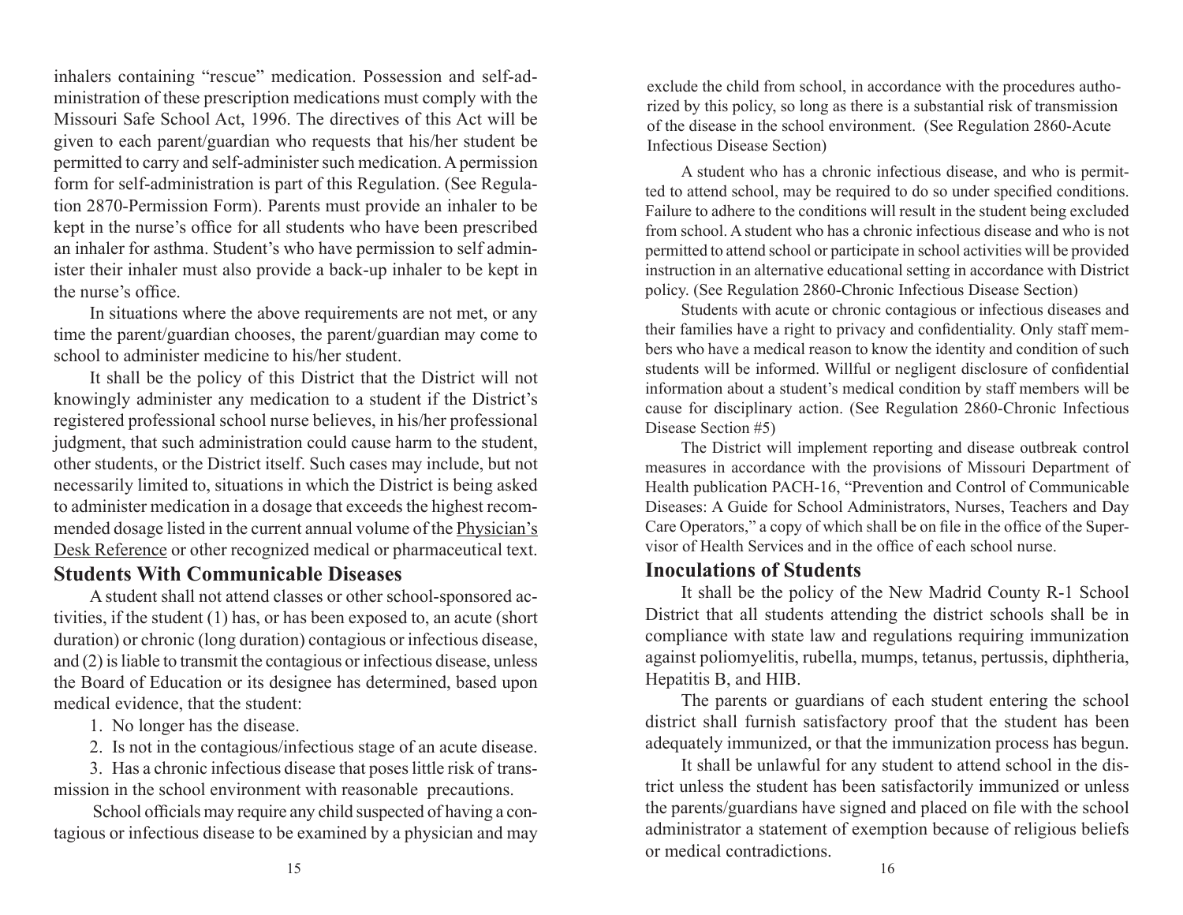inhalers containing "rescue" medication. Possession and self-administration of these prescription medications must comply with the Missouri Safe School Act, 1996. The directives of this Act will be given to each parent/guardian who requests that his/her student be permitted to carry and self-administer such medication. A permission form for self-administration is part of this Regulation. (See Regulation 2870-Permission Form). Parents must provide an inhaler to be kept in the nurse's office for all students who have been prescribed an inhaler for asthma. Student's who have permission to self administer their inhaler must also provide a back-up inhaler to be kept in the nurse's office.

In situations where the above requirements are not met, or any time the parent/guardian chooses, the parent/guardian may come to school to administer medicine to his/her student.

It shall be the policy of this District that the District will not knowingly administer any medication to a student if the District's registered professional school nurse believes, in his/her professional judgment, that such administration could cause harm to the student, other students, or the District itself. Such cases may include, but not necessarily limited to, situations in which the District is being asked to administer medication in a dosage that exceeds the highest recommended dosage listed in the current annual volume of the Physician's Desk Reference or other recognized medical or pharmaceutical text.

## Students With Communicable Diseases

A student shall not attend classes or other school-sponsored activities, if the student (1) has, or has been exposed to, an acute (short duration) or chronic (long duration) contagious or infectious disease, and (2) is liable to transmit the contagious or infectious disease, unless the Board of Education or its designee has determined, based upon medical evidence, that the student:

1. No longer has the disease.
2. Is not in the contagious/infectious stage of an acute disease.
3. Has a chronic infectious disease that poses little risk of transmission in the school environment with reasonable precautions.

School officials may require any child suspected of having a contagious or infectious disease to be examined by a physician and may exclude the child from school, in accordance with the procedures authorized by this policy, so long as there is a substantial risk of transmission of the disease in the school environment. (See Regulation 2860-Acute Infectious Disease Section)

A student who has a chronic infectious disease, and who is permitted to attend school, may be required to do so under specified conditions. Failure to adhere to the conditions will result in the student being excluded from school. A student who has a chronic infectious disease and who is not permitted to attend school or participate in school activities will be provided instruction in an alternative educational setting in accordance with District policy. (See Regulation 2860-Chronic Infectious Disease Section)

Students with acute or chronic contagious or infectious diseases and their families have a right to privacy and confidentiality. Only staff members who have a medical reason to know the identity and condition of such students will be informed. Willful or negligent disclosure of confidential information about a student's medical condition by staff members will be cause for disciplinary action. (See Regulation 2860-Chronic Infectious Disease Section #5)

The District will implement reporting and disease outbreak control measures in accordance with the provisions of Missouri Department of Health publication PACH-16, "Prevention and Control of Communicable Diseases: A Guide for School Administrators, Nurses, Teachers and Day Care Operators," a copy of which shall be on file in the office of the Supervisor of Health Services and in the office of each school nurse.

## Inoculations of Students

It shall be the policy of the New Madrid County R-1 School District that all students attending the district schools shall be in compliance with state law and regulations requiring immunization against poliomyelitis, rubella, mumps, tetanus, pertussis, diphtheria, Hepatitis B, and HIB.

The parents or guardians of each student entering the school district shall furnish satisfactory proof that the student has been adequately immunized, or that the immunization process has begun.

It shall be unlawful for any student to attend school in the district unless the student has been satisfactorily immunized or unless the parents/guardians have signed and placed on file with the school administrator a statement of exemption because of religious beliefs or medical contradictions.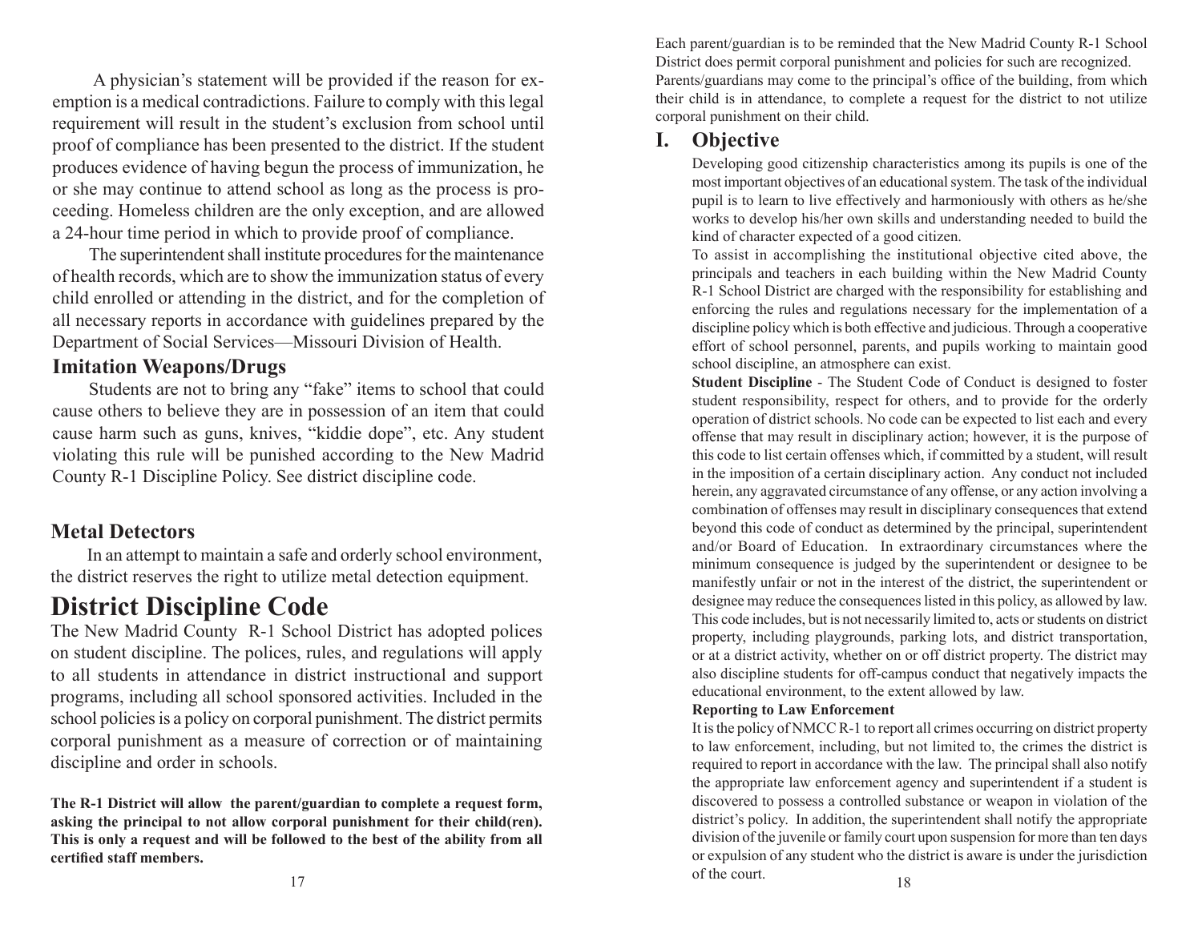A physician's statement will be provided if the reason for exemption is a medical contradictions. Failure to comply with this legal requirement will result in the student's exclusion from school until proof of compliance has been presented to the district. If the student produces evidence of having begun the process of immunization, he or she may continue to attend school as long as the process is proceeding. Homeless children are the only exception, and are allowed a 24-hour time period in which to provide proof of compliance.

The superintendent shall institute procedures for the maintenance of health records, which are to show the immunization status of every child enrolled or attending in the district, and for the completion of all necessary reports in accordance with guidelines prepared by the Department of Social Services—Missouri Division of Health.

### Imitation Weapons/Drugs

Students are not to bring any "fake" items to school that could cause others to believe they are in possession of an item that could cause harm such as guns, knives, "kiddie dope", etc. Any student violating this rule will be punished according to the New Madrid County R-1 Discipline Policy. See district discipline code.

### Metal Detectors

In an attempt to maintain a safe and orderly school environment, the district reserves the right to utilize metal detection equipment.

# District Discipline Code

The New Madrid County R-1 School District has adopted polices on student discipline. The polices, rules, and regulations will apply to all students in attendance in district instructional and support programs, including all school sponsored activities. Included in the school policies is a policy on corporal punishment. The district permits corporal punishment as a measure of correction or of maintaining discipline and order in schools.

**The R-1 District will allow the parent/guardian to complete a request form, asking the principal to not allow corporal punishment for their child(ren). This is only a request and will be followed to the best of the ability from all certified staff members.**

Each parent/guardian is to be reminded that the New Madrid County R-1 School District does permit corporal punishment and policies for such are recognized. Parents/guardians may come to the principal's office of the building, from which their child is in attendance, to complete a request for the district to not utilize corporal punishment on their child.

## I. Objective

Developing good citizenship characteristics among its pupils is one of the most important objectives of an educational system. The task of the individual pupil is to learn to live effectively and harmoniously with others as he/she works to develop his/her own skills and understanding needed to build the kind of character expected of a good citizen.

To assist in accomplishing the institutional objective cited above, the principals and teachers in each building within the New Madrid County R-1 School District are charged with the responsibility for establishing and enforcing the rules and regulations necessary for the implementation of a discipline policy which is both effective and judicious. Through a cooperative effort of school personnel, parents, and pupils working to maintain good school discipline, an atmosphere can exist.

**Student Discipline** - The Student Code of Conduct is designed to foster student responsibility, respect for others, and to provide for the orderly operation of district schools. No code can be expected to list each and every offense that may result in disciplinary action; however, it is the purpose of this code to list certain offenses which, if committed by a student, will result in the imposition of a certain disciplinary action. Any conduct not included herein, any aggravated circumstance of any offense, or any action involving a combination of offenses may result in disciplinary consequences that extend beyond this code of conduct as determined by the principal, superintendent and/or Board of Education. In extraordinary circumstances where the minimum consequence is judged by the superintendent or designee to be manifestly unfair or not in the interest of the district, the superintendent or designee may reduce the consequences listed in this policy, as allowed by law. This code includes, but is not necessarily limited to, acts or students on district property, including playgrounds, parking lots, and district transportation, or at a district activity, whether on or off district property. The district may also discipline students for off-campus conduct that negatively impacts the educational environment, to the extent allowed by law.

**Reporting to Law Enforcement**

It is the policy of NMCC R-1 to report all crimes occurring on district property to law enforcement, including, but not limited to, the crimes the district is required to report in accordance with the law. The principal shall also notify the appropriate law enforcement agency and superintendent if a student is discovered to possess a controlled substance or weapon in violation of the district's policy. In addition, the superintendent shall notify the appropriate division of the juvenile or family court upon suspension for more than ten days or expulsion of any student who the district is aware is under the jurisdiction of the court.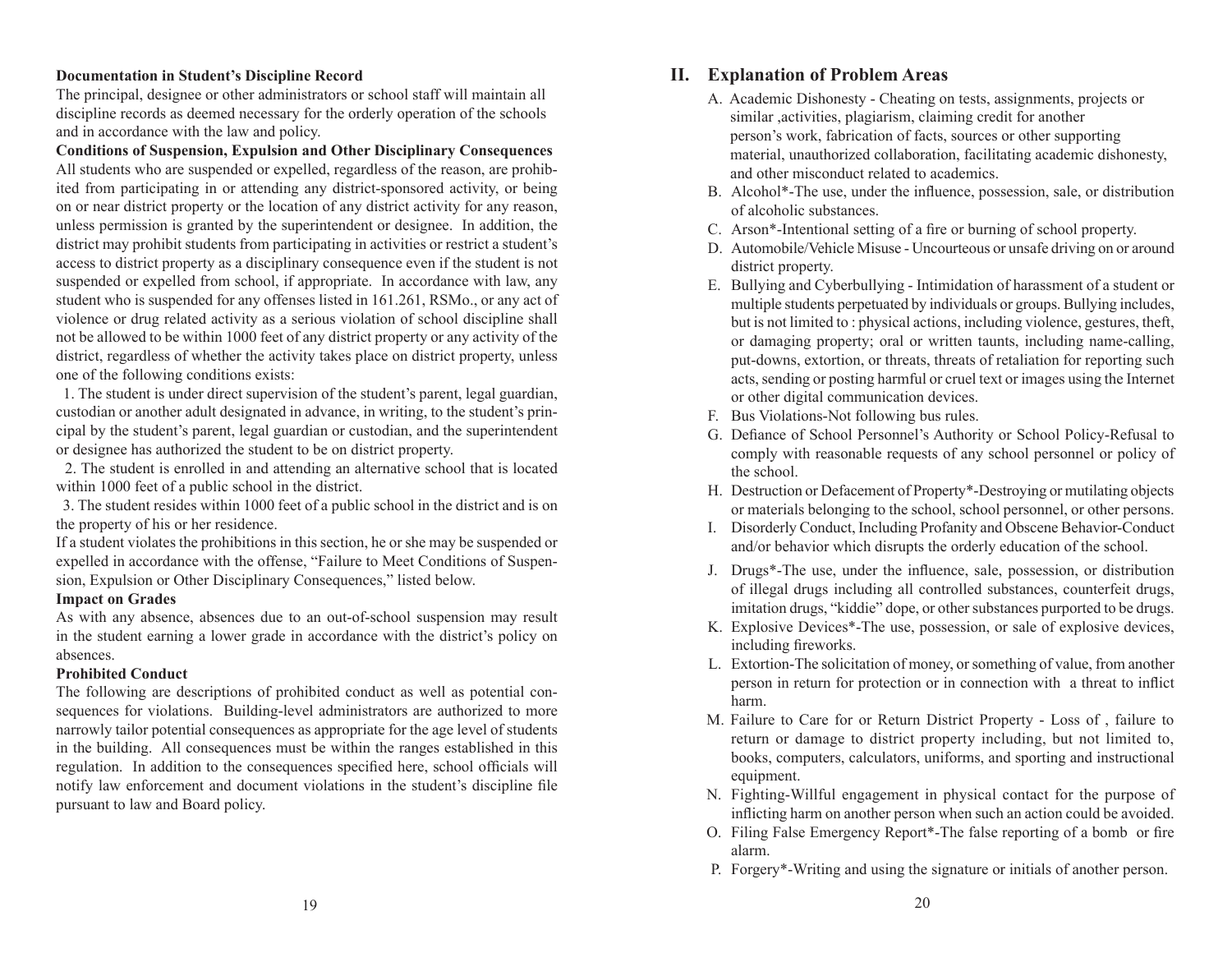**Documentation in Student's Discipline Record**

The principal, designee or other administrators or school staff will maintain all discipline records as deemed necessary for the orderly operation of the schools and in accordance with the law and policy.

**Conditions of Suspension, Expulsion and Other Disciplinary Consequences**

All students who are suspended or expelled, regardless of the reason, are prohibited from participating in or attending any district-sponsored activity, or being on or near district property or the location of any district activity for any reason, unless permission is granted by the superintendent or designee. In addition, the district may prohibit students from participating in activities or restrict a student's access to district property as a disciplinary consequence even if the student is not suspended or expelled from school, if appropriate. In accordance with law, any student who is suspended for any offenses listed in 161.261, RSMo., or any act of violence or drug related activity as a serious violation of school discipline shall not be allowed to be within 1000 feet of any district property or any activity of the district, regardless of whether the activity takes place on district property, unless one of the following conditions exists:

1. The student is under direct supervision of the student's parent, legal guardian, custodian or another adult designated in advance, in writing, to the student's principal by the student's parent, legal guardian or custodian, and the superintendent or designee has authorized the student to be on district property.
2. The student is enrolled in and attending an alternative school that is located within 1000 feet of a public school in the district.
3. The student resides within 1000 feet of a public school in the district and is on the property of his or her residence.

If a student violates the prohibitions in this section, he or she may be suspended or expelled in accordance with the offense, "Failure to Meet Conditions of Suspension, Expulsion or Other Disciplinary Consequences," listed below.

**Impact on Grades**

As with any absence, absences due to an out-of-school suspension may result in the student earning a lower grade in accordance with the district's policy on absences.

**Prohibited Conduct**

The following are descriptions of prohibited conduct as well as potential consequences for violations. Building-level administrators are authorized to more narrowly tailor potential consequences as appropriate for the age level of students in the building. All consequences must be within the ranges established in this regulation. In addition to the consequences specified here, school officials will notify law enforcement and document violations in the student's discipline file pursuant to law and Board policy.

## II. Explanation of Problem Areas

A. Academic Dishonesty - Cheating on tests, assignments, projects or similar ,activities, plagiarism, claiming credit for another person's work, fabrication of facts, sources or other supporting material, unauthorized collaboration, facilitating academic dishonesty, and other misconduct related to academics.

B. Alcohol*-The use, under the influence, possession, sale, or distribution of alcoholic substances.

C. Arson*-Intentional setting of a fire or burning of school property.

D. Automobile/Vehicle Misuse - Uncourteous or unsafe driving on or around district property.

E. Bullying and Cyberbullying - Intimidation of harassment of a student or multiple students perpetuated by individuals or groups. Bullying includes, but is not limited to : physical actions, including violence, gestures, theft, or damaging property; oral or written taunts, including name-calling, put-downs, extortion, or threats, threats of retaliation for reporting such acts, sending or posting harmful or cruel text or images using the Internet or other digital communication devices.

F. Bus Violations-Not following bus rules.

G. Defiance of School Personnel's Authority or School Policy-Refusal to comply with reasonable requests of any school personnel or policy of the school.

H. Destruction or Defacement of Property*-Destroying or mutilating objects or materials belonging to the school, school personnel, or other persons.

I. Disorderly Conduct, Including Profanity and Obscene Behavior-Conduct and/or behavior which disrupts the orderly education of the school.

J. Drugs*-The use, under the influence, sale, possession, or distribution of illegal drugs including all controlled substances, counterfeit drugs, imitation drugs, "kiddie" dope, or other substances purported to be drugs.

K. Explosive Devices*-The use, possession, or sale of explosive devices, including fireworks.

L. Extortion-The solicitation of money, or something of value, from another person in return for protection or in connection with a threat to inflict harm.

M. Failure to Care for or Return District Property - Loss of , failure to return or damage to district property including, but not limited to, books, computers, calculators, uniforms, and sporting and instructional equipment.

N. Fighting-Willful engagement in physical contact for the purpose of inflicting harm on another person when such an action could be avoided.

O. Filing False Emergency Report*-The false reporting of a bomb or fire alarm.

P. Forgery*-Writing and using the signature or initials of another person.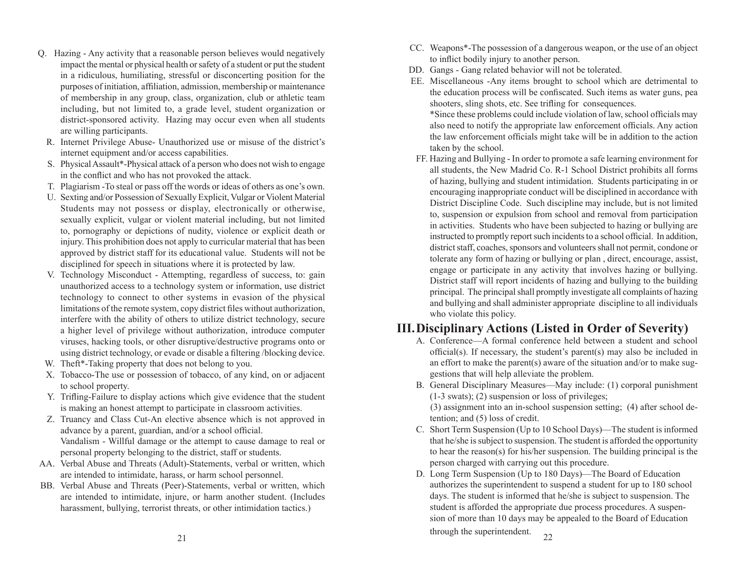Q. Hazing - Any activity that a reasonable person believes would negatively impact the mental or physical health or safety of a student or put the student in a ridiculous, humiliating, stressful or disconcerting position for the purposes of initiation, affiliation, admission, membership or maintenance of membership in any group, class, organization, club or athletic team including, but not limited to, a grade level, student organization or district-sponsored activity. Hazing may occur even when all students are willing participants.

R. Internet Privilege Abuse- Unauthorized use or misuse of the district's internet equipment and/or access capabilities.

S. Physical Assault*-Physical attack of a person who does not wish to engage in the conflict and who has not provoked the attack.

T. Plagiarism -To steal or pass off the words or ideas of others as one's own.

U. Sexting and/or Possession of Sexually Explicit, Vulgar or Violent Material Students may not possess or display, electronically or otherwise, sexually explicit, vulgar or violent material including, but not limited to, pornography or depictions of nudity, violence or explicit death or injury. This prohibition does not apply to curricular material that has been approved by district staff for its educational value. Students will not be disciplined for speech in situations where it is protected by law.

V. Technology Misconduct - Attempting, regardless of success, to: gain unauthorized access to a technology system or information, use district technology to connect to other systems in evasion of the physical limitations of the remote system, copy district files without authorization, interfere with the ability of others to utilize district technology, secure a higher level of privilege without authorization, introduce computer viruses, hacking tools, or other disruptive/destructive programs onto or using district technology, or evade or disable a filtering /blocking device.

W. Theft*-Taking property that does not belong to you.

X. Tobacco-The use or possession of tobacco, of any kind, on or adjacent to school property.

Y. Trifling-Failure to display actions which give evidence that the student is making an honest attempt to participate in classroom activities.

Z. Truancy and Class Cut-An elective absence which is not approved in advance by a parent, guardian, and/or a school official.
Vandalism - Willful damage or the attempt to cause damage to real or personal property belonging to the district, staff or students.

AA. Verbal Abuse and Threats (Adult)-Statements, verbal or written, which are intended to intimidate, harass, or harm school personnel.

BB. Verbal Abuse and Threats (Peer)-Statements, verbal or written, which are intended to intimidate, injure, or harm another student. (Includes harassment, bullying, terrorist threats, or other intimidation tactics.)

CC. Weapons*-The possession of a dangerous weapon, or the use of an object to inflict bodily injury to another person.

DD. Gangs - Gang related behavior will not be tolerated.

EE. Miscellaneous -Any items brought to school which are detrimental to the education process will be confiscated. Such items as water guns, pea shooters, sling shots, etc. See trifling for consequences.
*Since these problems could include violation of law, school officials may also need to notify the appropriate law enforcement officials. Any action the law enforcement officials might take will be in addition to the action taken by the school.

FF. Hazing and Bullying - In order to promote a safe learning environment for all students, the New Madrid Co. R-1 School District prohibits all forms of hazing, bullying and student intimidation. Students participating in or encouraging inappropriate conduct will be disciplined in accordance with District Discipline Code. Such discipline may include, but is not limited to, suspension or expulsion from school and removal from participation in activities. Students who have been subjected to hazing or bullying are instructed to promptly report such incidents to a school official. In addition, district staff, coaches, sponsors and volunteers shall not permit, condone or tolerate any form of hazing or bullying or plan , direct, encourage, assist, engage or participate in any activity that involves hazing or bullying. District staff will report incidents of hazing and bullying to the building principal. The principal shall promptly investigate all complaints of hazing and bullying and shall administer appropriate discipline to all individuals who violate this policy.

## III. Disciplinary Actions (Listed in Order of Severity)

A. Conference—A formal conference held between a student and school official(s). If necessary, the student's parent(s) may also be included in an effort to make the parent(s) aware of the situation and/or to make suggestions that will help alleviate the problem.

B. General Disciplinary Measures—May include: (1) corporal punishment (1-3 swats); (2) suspension or loss of privileges;
(3) assignment into an in-school suspension setting; (4) after school detention; and (5) loss of credit.

C. Short Term Suspension (Up to 10 School Days)—The student is informed that he/she is subject to suspension. The student is afforded the opportunity to hear the reason(s) for his/her suspension. The building principal is the person charged with carrying out this procedure.

D. Long Term Suspension (Up to 180 Days)—The Board of Education authorizes the superintendent to suspend a student for up to 180 school days. The student is informed that he/she is subject to suspension. The student is afforded the appropriate due process procedures. A suspension of more than 10 days may be appealed to the Board of Education through the superintendent.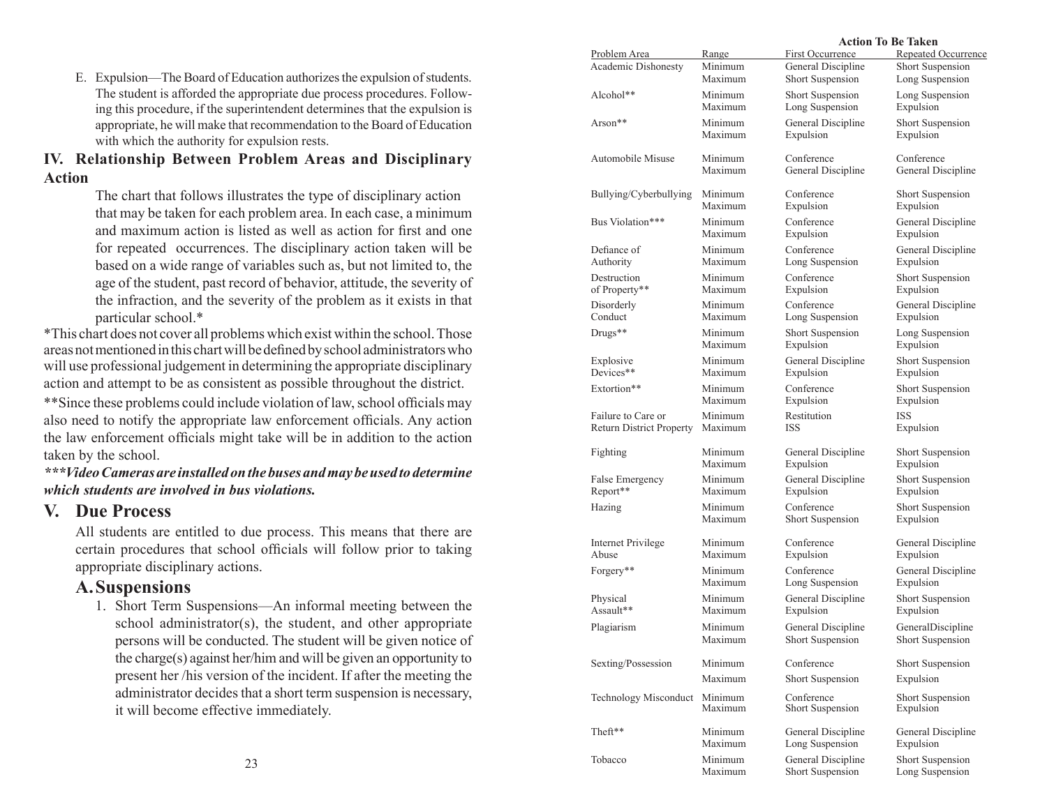E. Expulsion—The Board of Education authorizes the expulsion of students. The student is afforded the appropriate due process procedures. Following this procedure, if the superintendent determines that the expulsion is appropriate, he will make that recommendation to the Board of Education with which the authority for expulsion rests.

## IV. Relationship Between Problem Areas and Disciplinary Action

The chart that follows illustrates the type of disciplinary action that may be taken for each problem area. In each case, a minimum and maximum action is listed as well as action for first and one for repeated occurrences. The disciplinary action taken will be based on a wide range of variables such as, but not limited to, the age of the student, past record of behavior, attitude, the severity of the infraction, and the severity of the problem as it exists in that particular school.*

*This chart does not cover all problems which exist within the school. Those areas not mentioned in this chart will be defined by school administrators who will use professional judgement in determining the appropriate disciplinary action and attempt to be as consistent as possible throughout the district.

**Since these problems could include violation of law, school officials may also need to notify the appropriate law enforcement officials. Any action the law enforcement officials might take will be in addition to the action taken by the school.

***Video Cameras are installed on the buses and may be used to determine which students are involved in bus violations.***

## V. Due Process

All students are entitled to due process. This means that there are certain procedures that school officials will follow prior to taking appropriate disciplinary actions.

### A. Suspensions

1. Short Term Suspensions—An informal meeting between the school administrator(s), the student, and other appropriate persons will be conducted. The student will be given notice of the charge(s) against her/him and will be given an opportunity to present her /his version of the incident. If after the meeting the administrator decides that a short term suspension is necessary, it will become effective immediately.

| | | Action To Be Taken | |
|---|---|---|---|
| Problem Area | Range | First Occurrence | Repeated Occurrence |
| Academic Dishonesty | Minimum | General Discipline | Short Suspension |
| | Maximum | Short Suspension | Long Suspension |
| Alcohol** | Minimum | Short Suspension | Long Suspension |
| | Maximum | Long Suspension | Expulsion |
| Arson** | Minimum | General Discipline | Short Suspension |
| | Maximum | Expulsion | Expulsion |
| Automobile Misuse | Minimum | Conference | Conference |
| | Maximum | General Discipline | General Discipline |
| Bullying/Cyberbullying | Minimum | Conference | Short Suspension |
| | Maximum | Expulsion | Expulsion |
| Bus Violation*** | Minimum | Conference | General Discipline |
| | Maximum | Expulsion | Expulsion |
| Defiance of Authority | Minimum | Conference | General Discipline |
| | Maximum | Long Suspension | Expulsion |
| Destruction of Property** | Minimum | Conference | Short Suspension |
| | Maximum | Expulsion | Expulsion |
| Disorderly Conduct | Minimum | Conference | General Discipline |
| | Maximum | Long Suspension | Expulsion |
| Drugs** | Minimum | Short Suspension | Long Suspension |
| | Maximum | Expulsion | Expulsion |
| Explosive Devices** | Minimum | General Discipline | Short Suspension |
| | Maximum | Expulsion | Expulsion |
| Extortion** | Minimum | Conference | Short Suspension |
| | Maximum | Expulsion | Expulsion |
| Failure to Care or Return District Property | Minimum | Restitution | ISS |
| | Maximum | ISS | Expulsion |
| Fighting | Minimum | General Discipline | Short Suspension |
| | Maximum | Expulsion | Expulsion |
| False Emergency Report** | Minimum | General Discipline | Short Suspension |
| | Maximum | Expulsion | Expulsion |
| Hazing | Minimum | Conference | Short Suspension |
| | Maximum | Short Suspension | Expulsion |
| Internet Privilege Abuse | Minimum | Conference | General Discipline |
| | Maximum | Expulsion | Expulsion |
| Forgery** | Minimum | Conference | General Discipline |
| | Maximum | Long Suspension | Expulsion |
| Physical Assault** | Minimum | General Discipline | Short Suspension |
| | Maximum | Expulsion | Expulsion |
| Plagiarism | Minimum | General Discipline | GeneralDiscipline |
| | Maximum | Short Suspension | Short Suspension |
| Sexting/Possession | Minimum | Conference | Short Suspension |
| | Maximum | Short Suspension | Expulsion |
| Technology Misconduct | Minimum | Conference | Short Suspension |
| | Maximum | Short Suspension | Expulsion |
| Theft** | Minimum | General Discipline | General Discipline |
| | Maximum | Long Suspension | Expulsion |
| Tobacco | Minimum | General Discipline | Short Suspension |
| | Maximum | Short Suspension | Long Suspension |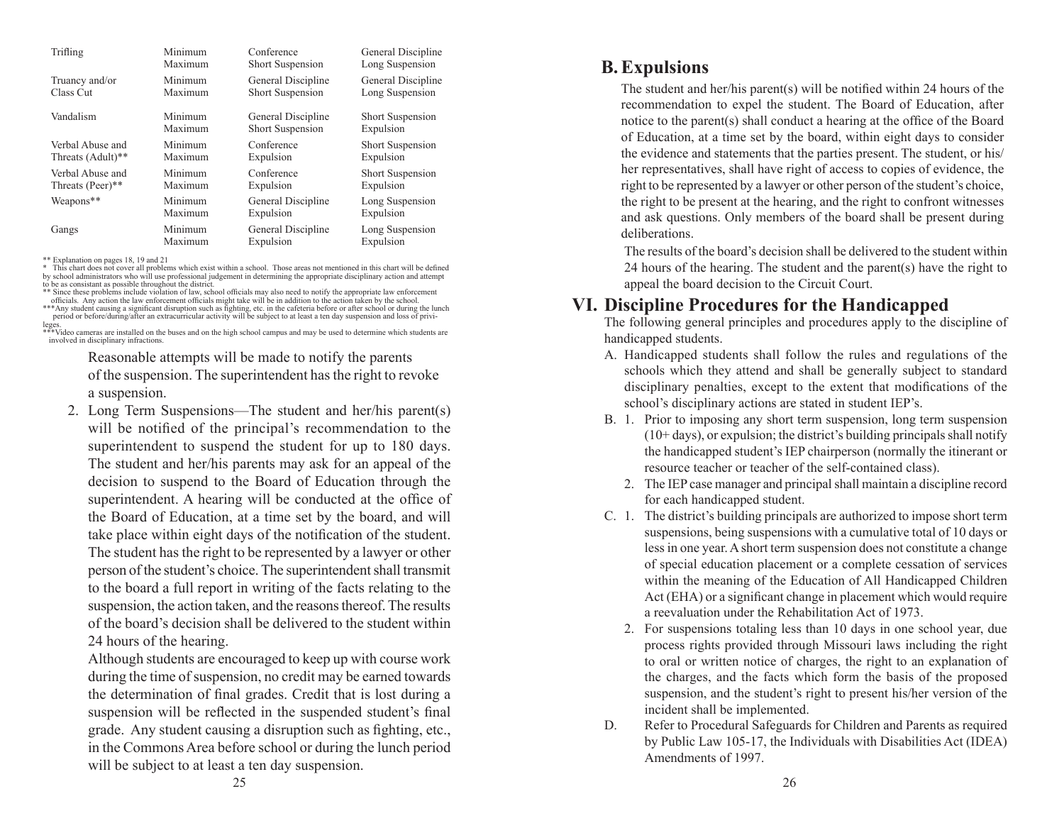| | | | |
|---|---|---|---|
| Trifling | Minimum | Conference | General Discipline |
| | Maximum | Short Suspension | Long Suspension |
| Truancy and/or | Minimum | General Discipline | General Discipline |
| Class Cut | Maximum | Short Suspension | Long Suspension |
| Vandalism | Minimum | General Discipline | Short Suspension |
| | Maximum | Short Suspension | Expulsion |
| Verbal Abuse and | Minimum | Conference | Short Suspension |
| Threats (Adult)** | Maximum | Expulsion | Expulsion |
| Verbal Abuse and | Minimum | Conference | Short Suspension |
| Threats (Peer)** | Maximum | Expulsion | Expulsion |
| Weapons** | Minimum | General Discipline | Long Suspension |
| | Maximum | Expulsion | Expulsion |
| Gangs | Minimum | General Discipline | Long Suspension |
| | Maximum | Expulsion | Expulsion |

** Explanation on pages 18, 19 and 21

\* This chart does not cover all problems which exist within a school. Those areas not mentioned in this chart will be defined by school administrators who will use professional judgement in determining the appropriate disciplinary action and attempt to be as consistant as possible throughout the district.

** Since these problems include violation of law, school officials may also need to notify the appropriate law enforcement officials. Any action the law enforcement officials might take will be in addition to the action taken by the school.

*** Any student causing a significant disruption such as fighting, etc. in the cafeteria before or after school or during the lunch period or before/during/after an extracurricular activity will be subject to at least a ten day suspension and loss of privileges.

*** Video cameras are installed on the buses and on the high school campus and may be used to determine which students are involved in disciplinary infractions.

Reasonable attempts will be made to notify the parents of the suspension. The superintendent has the right to revoke a suspension.

2. Long Term Suspensions—The student and her/his parent(s) will be notified of the principal's recommendation to the superintendent to suspend the student for up to 180 days. The student and her/his parents may ask for an appeal of the decision to suspend to the Board of Education through the superintendent. A hearing will be conducted at the office of the Board of Education, at a time set by the board, and will take place within eight days of the notification of the student. The student has the right to be represented by a lawyer or other person of the student's choice. The superintendent shall transmit to the board a full report in writing of the facts relating to the suspension, the action taken, and the reasons thereof. The results of the board's decision shall be delivered to the student within 24 hours of the hearing.

   Although students are encouraged to keep up with course work during the time of suspension, no credit may be earned towards the determination of final grades. Credit that is lost during a suspension will be reflected in the suspended student's final grade. Any student causing a disruption such as fighting, etc., in the Commons Area before school or during the lunch period will be subject to at least a ten day suspension.

## B. Expulsions

The student and her/his parent(s) will be notified within 24 hours of the recommendation to expel the student. The Board of Education, after notice to the parent(s) shall conduct a hearing at the office of the Board of Education, at a time set by the board, within eight days to consider the evidence and statements that the parties present. The student, or his/her representatives, shall have right of access to copies of evidence, the right to be represented by a lawyer or other person of the student's choice, the right to be present at the hearing, and the right to confront witnesses and ask questions. Only members of the board shall be present during deliberations.

The results of the board's decision shall be delivered to the student within 24 hours of the hearing. The student and the parent(s) have the right to appeal the board decision to the Circuit Court.

# VI. Discipline Procedures for the Handicapped

The following general principles and procedures apply to the discipline of handicapped students.

A. Handicapped students shall follow the rules and regulations of the schools which they attend and shall be generally subject to standard disciplinary penalties, except to the extent that modifications of the school's disciplinary actions are stated in student IEP's.

B. 1. Prior to imposing any short term suspension, long term suspension (10+ days), or expulsion; the district's building principals shall notify the handicapped student's IEP chairperson (normally the itinerant or resource teacher or teacher of the self-contained class).

   2. The IEP case manager and principal shall maintain a discipline record for each handicapped student.

C. 1. The district's building principals are authorized to impose short term suspensions, being suspensions with a cumulative total of 10 days or less in one year. A short term suspension does not constitute a change of special education placement or a complete cessation of services within the meaning of the Education of All Handicapped Children Act (EHA) or a significant change in placement which would require a reevaluation under the Rehabilitation Act of 1973.

   2. For suspensions totaling less than 10 days in one school year, due process rights provided through Missouri laws including the right to oral or written notice of charges, the right to an explanation of the charges, and the facts which form the basis of the proposed suspension, and the student's right to present his/her version of the incident shall be implemented.

D. Refer to Procedural Safeguards for Children and Parents as required by Public Law 105-17, the Individuals with Disabilities Act (IDEA) Amendments of 1997.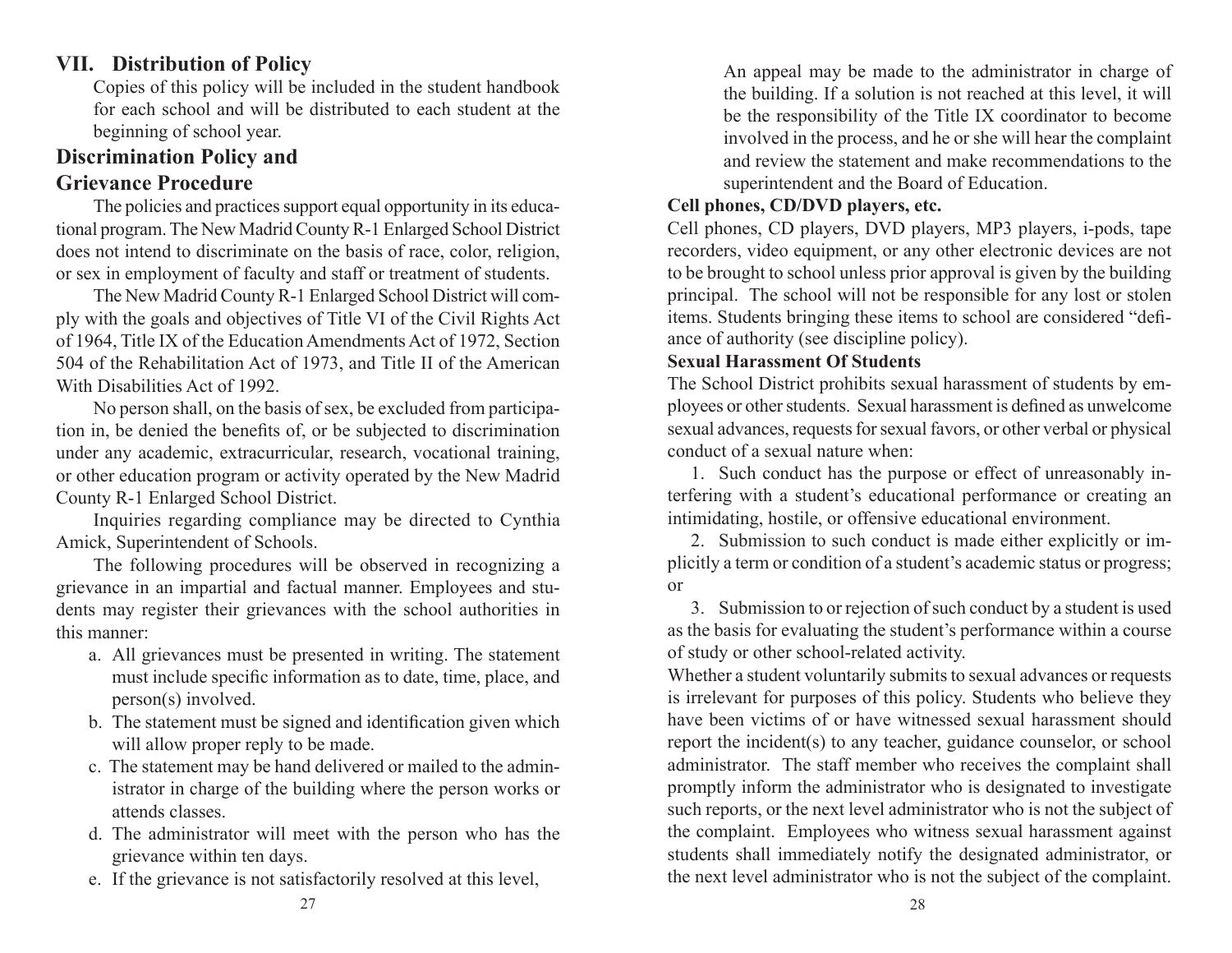## VII. Distribution of Policy

Copies of this policy will be included in the student handbook for each school and will be distributed to each student at the beginning of school year.

## Discrimination Policy and Grievance Procedure

The policies and practices support equal opportunity in its educational program. The New Madrid County R-1 Enlarged School District does not intend to discriminate on the basis of race, color, religion, or sex in employment of faculty and staff or treatment of students.

The New Madrid County R-1 Enlarged School District will comply with the goals and objectives of Title VI of the Civil Rights Act of 1964, Title IX of the Education Amendments Act of 1972, Section 504 of the Rehabilitation Act of 1973, and Title II of the American With Disabilities Act of 1992.

No person shall, on the basis of sex, be excluded from participation in, be denied the benefits of, or be subjected to discrimination under any academic, extracurricular, research, vocational training, or other education program or activity operated by the New Madrid County R-1 Enlarged School District.

Inquiries regarding compliance may be directed to Cynthia Amick, Superintendent of Schools.

The following procedures will be observed in recognizing a grievance in an impartial and factual manner. Employees and students may register their grievances with the school authorities in this manner:

a. All grievances must be presented in writing. The statement must include specific information as to date, time, place, and person(s) involved.
b. The statement must be signed and identification given which will allow proper reply to be made.
c. The statement may be hand delivered or mailed to the administrator in charge of the building where the person works or attends classes.
d. The administrator will meet with the person who has the grievance within ten days.
e. If the grievance is not satisfactorily resolved at this level, An appeal may be made to the administrator in charge of the building. If a solution is not reached at this level, it will be the responsibility of the Title IX coordinator to become involved in the process, and he or she will hear the complaint and review the statement and make recommendations to the superintendent and the Board of Education.

**Cell phones, CD/DVD players, etc.**

Cell phones, CD players, DVD players, MP3 players, i-pods, tape recorders, video equipment, or any other electronic devices are not to be brought to school unless prior approval is given by the building principal. The school will not be responsible for any lost or stolen items. Students bringing these items to school are considered "defiance of authority (see discipline policy).

**Sexual Harassment Of Students**

The School District prohibits sexual harassment of students by employees or other students. Sexual harassment is defined as unwelcome sexual advances, requests for sexual favors, or other verbal or physical conduct of a sexual nature when:

1. Such conduct has the purpose or effect of unreasonably interfering with a student's educational performance or creating an intimidating, hostile, or offensive educational environment.

2. Submission to such conduct is made either explicitly or implicitly a term or condition of a student's academic status or progress; or

3. Submission to or rejection of such conduct by a student is used as the basis for evaluating the student's performance within a course of study or other school-related activity.

Whether a student voluntarily submits to sexual advances or requests is irrelevant for purposes of this policy. Students who believe they have been victims of or have witnessed sexual harassment should report the incident(s) to any teacher, guidance counselor, or school administrator. The staff member who receives the complaint shall promptly inform the administrator who is designated to investigate such reports, or the next level administrator who is not the subject of the complaint. Employees who witness sexual harassment against students shall immediately notify the designated administrator, or the next level administrator who is not the subject of the complaint.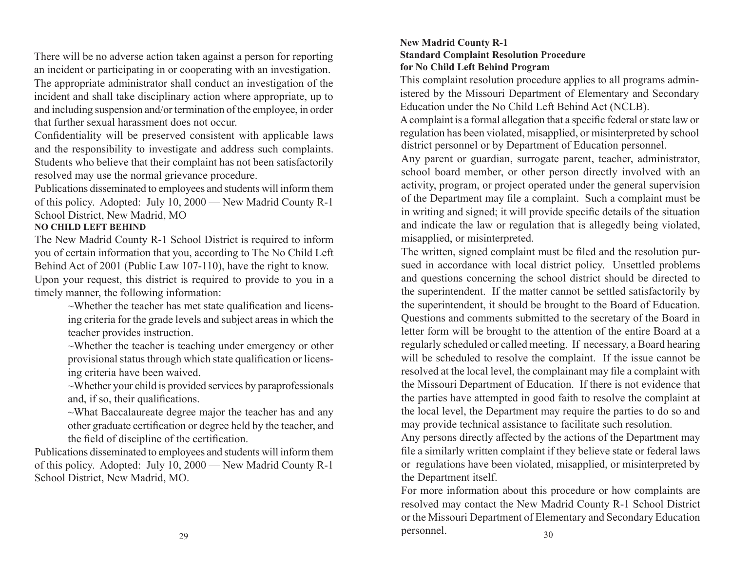There will be no adverse action taken against a person for reporting an incident or participating in or cooperating with an investigation. The appropriate administrator shall conduct an investigation of the incident and shall take disciplinary action where appropriate, up to and including suspension and/or termination of the employee, in order that further sexual harassment does not occur.

Confidentiality will be preserved consistent with applicable laws and the responsibility to investigate and address such complaints. Students who believe that their complaint has not been satisfactorily resolved may use the normal grievance procedure.

Publications disseminated to employees and students will inform them of this policy. Adopted: July 10, 2000 — New Madrid County R-1 School District, New Madrid, MO

**NO CHILD LEFT BEHIND**

The New Madrid County R-1 School District is required to inform you of certain information that you, according to The No Child Left Behind Act of 2001 (Public Law 107-110), have the right to know. Upon your request, this district is required to provide to you in a timely manner, the following information:

~Whether the teacher has met state qualification and licensing criteria for the grade levels and subject areas in which the teacher provides instruction.

~Whether the teacher is teaching under emergency or other provisional status through which state qualification or licensing criteria have been waived.

~Whether your child is provided services by paraprofessionals and, if so, their qualifications.

~What Baccalaureate degree major the teacher has and any other graduate certification or degree held by the teacher, and the field of discipline of the certification.

Publications disseminated to employees and students will inform them of this policy. Adopted: July 10, 2000 — New Madrid County R-1 School District, New Madrid, MO.

**New Madrid County R-1**
**Standard Complaint Resolution Procedure**
**for No Child Left Behind Program**

This complaint resolution procedure applies to all programs administered by the Missouri Department of Elementary and Secondary Education under the No Child Left Behind Act (NCLB).

A complaint is a formal allegation that a specific federal or state law or regulation has been violated, misapplied, or misinterpreted by school district personnel or by Department of Education personnel.

Any parent or guardian, surrogate parent, teacher, administrator, school board member, or other person directly involved with an activity, program, or project operated under the general supervision of the Department may file a complaint. Such a complaint must be in writing and signed; it will provide specific details of the situation and indicate the law or regulation that is allegedly being violated, misapplied, or misinterpreted.

The written, signed complaint must be filed and the resolution pursued in accordance with local district policy. Unsettled problems and questions concerning the school district should be directed to the superintendent. If the matter cannot be settled satisfactorily by the superintendent, it should be brought to the Board of Education. Questions and comments submitted to the secretary of the Board in letter form will be brought to the attention of the entire Board at a regularly scheduled or called meeting. If necessary, a Board hearing will be scheduled to resolve the complaint. If the issue cannot be resolved at the local level, the complainant may file a complaint with the Missouri Department of Education. If there is not evidence that the parties have attempted in good faith to resolve the complaint at the local level, the Department may require the parties to do so and may provide technical assistance to facilitate such resolution.

Any persons directly affected by the actions of the Department may file a similarly written complaint if they believe state or federal laws or regulations have been violated, misapplied, or misinterpreted by the Department itself.

For more information about this procedure or how complaints are resolved may contact the New Madrid County R-1 School District or the Missouri Department of Elementary and Secondary Education personnel.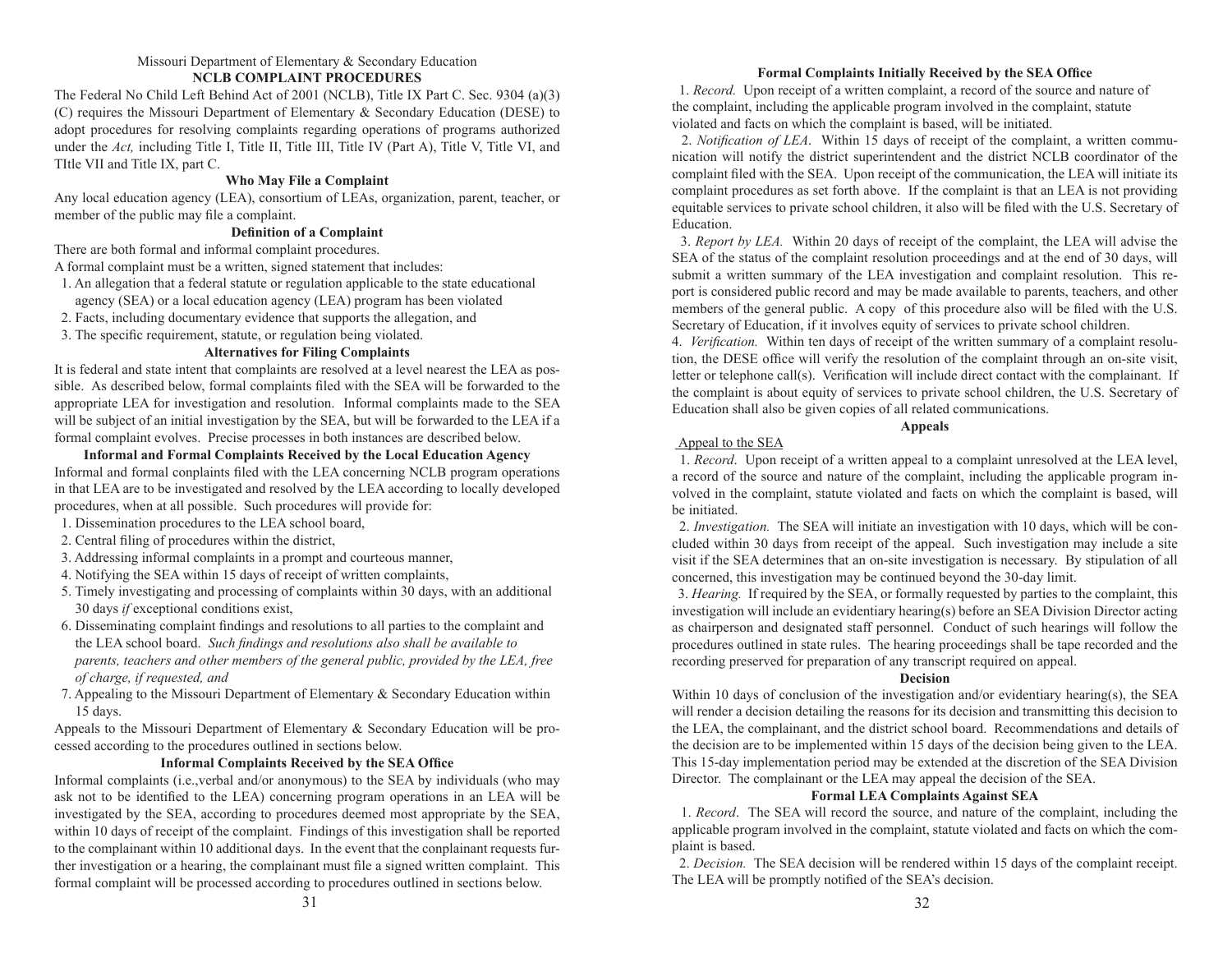Missouri Department of Elementary & Secondary Education

## NCLB COMPLAINT PROCEDURES

The Federal No Child Left Behind Act of 2001 (NCLB), Title IX Part C. Sec. 9304 (a)(3)(C) requires the Missouri Department of Elementary & Secondary Education (DESE) to adopt procedures for resolving complaints regarding operations of programs authorized under the *Act,* including Title I, Title II, Title III, Title IV (Part A), Title V, Title VI, and TItle VII and Title IX, part C.

### Who May File a Complaint

Any local education agency (LEA), consortium of LEAs, organization, parent, teacher, or member of the public may file a complaint.

### Definition of a Complaint

There are both formal and informal complaint procedures.

A formal complaint must be a written, signed statement that includes:

1. An allegation that a federal statute or regulation applicable to the state educational agency (SEA) or a local education agency (LEA) program has been violated
2. Facts, including documentary evidence that supports the allegation, and
3. The specific requirement, statute, or regulation being violated.

### Alternatives for Filing Complaints

It is federal and state intent that complaints are resolved at a level nearest the LEA as possible. As described below, formal complaints filed with the SEA will be forwarded to the appropriate LEA for investigation and resolution. Informal complaints made to the SEA will be subject of an initial investigation by the SEA, but will be forwarded to the LEA if a formal complaint evolves. Precise processes in both instances are described below.

### Informal and Formal Complaints Received by the Local Education Agency

Informal and formal conplaints filed with the LEA concerning NCLB program operations in that LEA are to be investigated and resolved by the LEA according to locally developed procedures, when at all possible. Such procedures will provide for:

1. Dissemination procedures to the LEA school board,
2. Central filing of procedures within the district,
3. Addressing informal complaints in a prompt and courteous manner,
4. Notifying the SEA within 15 days of receipt of written complaints,
5. Timely investigating and processing of complaints within 30 days, with an additional 30 days *if* exceptional conditions exist,
6. Disseminating complaint findings and resolutions to all parties to the complaint and the LEA school board. *Such findings and resolutions also shall be available to parents, teachers and other members of the general public, provided by the LEA, free of charge, if requested, and*
7. Appealing to the Missouri Department of Elementary & Secondary Education within 15 days.

Appeals to the Missouri Department of Elementary & Secondary Education will be processed according to the procedures outlined in sections below.

### Informal Complaints Received by the SEA Office

Informal complaints (i.e.,verbal and/or anonymous) to the SEA by individuals (who may ask not to be identified to the LEA) concerning program operations in an LEA will be investigated by the SEA, according to procedures deemed most appropriate by the SEA, within 10 days of receipt of the complaint. Findings of this investigation shall be reported to the complainant within 10 additional days. In the event that the conplainant requests further investigation or a hearing, the complainant must file a signed written complaint. This formal complaint will be processed according to procedures outlined in sections below.

### Formal Complaints Initially Received by the SEA Office

1. *Record.* Upon receipt of a written complaint, a record of the source and nature of the complaint, including the applicable program involved in the complaint, statute violated and facts on which the complaint is based, will be initiated.
2. *Notification of LEA*. Within 15 days of receipt of the complaint, a written communication will notify the district superintendent and the district NCLB coordinator of the complaint filed with the SEA. Upon receipt of the communication, the LEA will initiate its complaint procedures as set forth above. If the complaint is that an LEA is not providing equitable services to private school children, it also will be filed with the U.S. Secretary of Education.
3. *Report by LEA.* Within 20 days of receipt of the complaint, the LEA will advise the SEA of the status of the complaint resolution proceedings and at the end of 30 days, will submit a written summary of the LEA investigation and complaint resolution. This report is considered public record and may be made available to parents, teachers, and other members of the general public. A copy of this procedure also will be filed with the U.S. Secretary of Education, if it involves equity of services to private school children.
4. *Verification.* Within ten days of receipt of the written summary of a complaint resolution, the DESE office will verify the resolution of the complaint through an on-site visit, letter or telephone call(s). Verification will include direct contact with the complainant. If the complaint is about equity of services to private school children, the U.S. Secretary of Education shall also be given copies of all related communications.

### Appeals

Appeal to the SEA

1. *Record*. Upon receipt of a written appeal to a complaint unresolved at the LEA level, a record of the source and nature of the complaint, including the applicable program involved in the complaint, statute violated and facts on which the complaint is based, will be initiated.
2. *Investigation.* The SEA will initiate an investigation with 10 days, which will be concluded within 30 days from receipt of the appeal. Such investigation may include a site visit if the SEA determines that an on-site investigation is necessary. By stipulation of all concerned, this investigation may be continued beyond the 30-day limit.
3. *Hearing.* If required by the SEA, or formally requested by parties to the complaint, this investigation will include an evidentiary hearing(s) before an SEA Division Director acting as chairperson and designated staff personnel. Conduct of such hearings will follow the procedures outlined in state rules. The hearing proceedings shall be tape recorded and the recording preserved for preparation of any transcript required on appeal.

### Decision

Within 10 days of conclusion of the investigation and/or evidentiary hearing(s), the SEA will render a decision detailing the reasons for its decision and transmitting this decision to the LEA, the complainant, and the district school board. Recommendations and details of the decision are to be implemented within 15 days of the decision being given to the LEA. This 15-day implementation period may be extended at the discretion of the SEA Division Director. The complainant or the LEA may appeal the decision of the SEA.

### Formal LEA Complaints Against SEA

1. *Record*. The SEA will record the source, and nature of the complaint, including the applicable program involved in the complaint, statute violated and facts on which the complaint is based.
2. *Decision.* The SEA decision will be rendered within 15 days of the complaint receipt. The LEA will be promptly notified of the SEA's decision.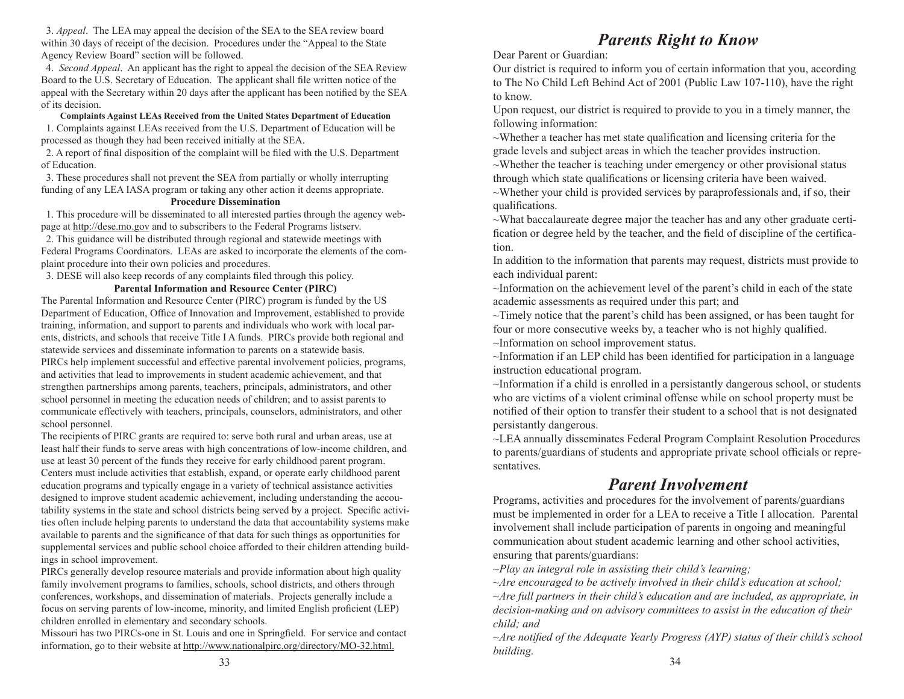3. *Appeal*. The LEA may appeal the decision of the SEA to the SEA review board within 30 days of receipt of the decision. Procedures under the "Appeal to the State Agency Review Board" section will be followed.

4. *Second Appeal*. An applicant has the right to appeal the decision of the SEA Review Board to the U.S. Secretary of Education. The applicant shall file written notice of the appeal with the Secretary within 20 days after the applicant has been notified by the SEA of its decision.

**Complaints Against LEAs Received from the United States Department of Education**

1. Complaints against LEAs received from the U.S. Department of Education will be processed as though they had been received initially at the SEA.

2. A report of final disposition of the complaint will be filed with the U.S. Department of Education.

3. These procedures shall not prevent the SEA from partially or wholly interrupting funding of any LEA IASA program or taking any other action it deems appropriate.

**Procedure Dissemination**

1. This procedure will be disseminated to all interested parties through the agency webpage at http://dese.mo.gov and to subscribers to the Federal Programs listserv.

2. This guidance will be distributed through regional and statewide meetings with Federal Programs Coordinators. LEAs are asked to incorporate the elements of the complaint procedure into their own policies and procedures.

3. DESE will also keep records of any complaints filed through this policy.

**Parental Information and Resource Center (PIRC)**

The Parental Information and Resource Center (PIRC) program is funded by the US Department of Education, Office of Innovation and Improvement, established to provide training, information, and support to parents and individuals who work with local parents, districts, and schools that receive Title I A funds. PIRCs provide both regional and statewide services and disseminate information to parents on a statewide basis.

PIRCs help implement successful and effective parental involvement policies, programs, and activities that lead to improvements in student academic achievement, and that strengthen partnerships among parents, teachers, principals, administrators, and other school personnel in meeting the education needs of children; and to assist parents to communicate effectively with teachers, principals, counselors, administrators, and other school personnel.

The recipients of PIRC grants are required to: serve both rural and urban areas, use at least half their funds to serve areas with high concentrations of low-income children, and use at least 30 percent of the funds they receive for early childhood parent program. Centers must include activities that establish, expand, or operate early childhood parent education programs and typically engage in a variety of technical assistance activities designed to improve student academic achievement, including understanding the accoutability systems in the state and school districts being served by a project. Specific activities often include helping parents to understand the data that accountability systems make available to parents and the significance of that data for such things as opportunities for supplemental services and public school choice afforded to their children attending buildings in school improvement.

PIRCs generally develop resource materials and provide information about high quality family involvement programs to families, schools, school districts, and others through conferences, workshops, and dissemination of materials. Projects generally include a focus on serving parents of low-income, minority, and limited English proficient (LEP) children enrolled in elementary and secondary schools.

Missouri has two PIRCs-one in St. Louis and one in Springfield. For service and contact information, go to their website at http://www.nationalpirc.org/directory/MO-32.html.

# *Parents Right to Know*

Dear Parent or Guardian:

Our district is required to inform you of certain information that you, according to The No Child Left Behind Act of 2001 (Public Law 107-110), have the right to know.

Upon request, our district is required to provide to you in a timely manner, the following information:

~Whether a teacher has met state qualification and licensing criteria for the grade levels and subject areas in which the teacher provides instruction.

~Whether the teacher is teaching under emergency or other provisional status through which state qualifications or licensing criteria have been waived.

~Whether your child is provided services by paraprofessionals and, if so, their qualifications.

~What baccalaureate degree major the teacher has and any other graduate certification or degree held by the teacher, and the field of discipline of the certification.

In addition to the information that parents may request, districts must provide to each individual parent:

~Information on the achievement level of the parent's child in each of the state academic assessments as required under this part; and

~Timely notice that the parent's child has been assigned, or has been taught for four or more consecutive weeks by, a teacher who is not highly qualified.

~Information on school improvement status.

~Information if an LEP child has been identified for participation in a language instruction educational program.

~Information if a child is enrolled in a persistantly dangerous school, or students who are victims of a violent criminal offense while on school property must be notified of their option to transfer their student to a school that is not designated persistantly dangerous.

~LEA annually disseminates Federal Program Complaint Resolution Procedures to parents/guardians of students and appropriate private school officials or representatives.

# *Parent Involvement*

Programs, activities and procedures for the involvement of parents/guardians must be implemented in order for a LEA to receive a Title I allocation. Parental involvement shall include participation of parents in ongoing and meaningful communication about student academic learning and other school activities, ensuring that parents/guardians:

*~Play an integral role in assisting their child's learning;*

*~Are encouraged to be actively involved in their child's education at school;*

*~Are full partners in their child's education and are included, as appropriate, in decision-making and on advisory committees to assist in the education of their child; and*

*~Are notified of the Adequate Yearly Progress (AYP) status of their child's school building.*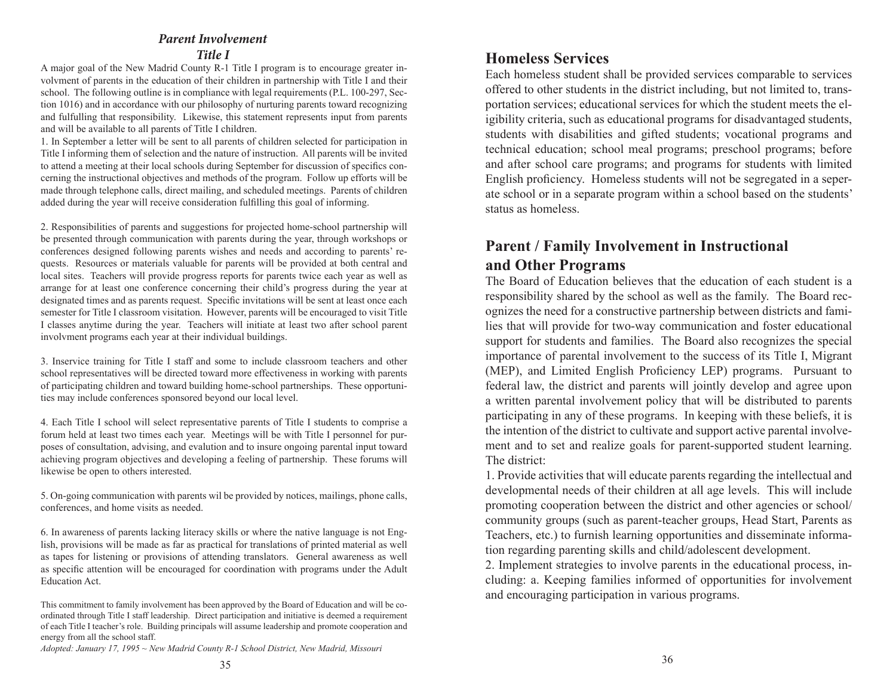### *Parent Involvement*
### *Title I*

A major goal of the New Madrid County R-1 Title I program is to encourage greater involvment of parents in the education of their children in partnership with Title I and their school. The following outline is in compliance with legal requirements (P.L. 100-297, Section 1016) and in accordance with our philosophy of nurturing parents toward recognizing and fulfulling that responsibility. Likewise, this statement represents input from parents and will be available to all parents of Title I children.

1. In September a letter will be sent to all parents of children selected for participation in Title I informing them of selection and the nature of instruction. All parents will be invited to attend a meeting at their local schools during September for discussion of specifics concerning the instructional objectives and methods of the program. Follow up efforts will be made through telephone calls, direct mailing, and scheduled meetings. Parents of children added during the year will receive consideration fulfilling this goal of informing.

2. Responsibilities of parents and suggestions for projected home-school partnership will be presented through communication with parents during the year, through workshops or conferences designed following parents wishes and needs and according to parents' requests. Resources or materials valuable for parents will be provided at both central and local sites. Teachers will provide progress reports for parents twice each year as well as arrange for at least one conference concerning their child's progress during the year at designated times and as parents request. Specific invitations will be sent at least once each semester for Title I classroom visitation. However, parents will be encouraged to visit Title I classes anytime during the year. Teachers will initiate at least two after school parent involvment programs each year at their individual buildings.

3. Inservice training for Title I staff and some to include classroom teachers and other school representatives will be directed toward more effectiveness in working with parents of participating children and toward building home-school partnerships. These opportunities may include conferences sponsored beyond our local level.

4. Each Title I school will select representative parents of Title I students to comprise a forum held at least two times each year. Meetings will be with Title I personnel for purposes of consultation, advising, and evalution and to insure ongoing parental input toward achieving program objectives and developing a feeling of partnership. These forums will likewise be open to others interested.

5. On-going communication with parents wil be provided by notices, mailings, phone calls, conferences, and home visits as needed.

6. In awareness of parents lacking literacy skills or where the native language is not English, provisions will be made as far as practical for translations of printed material as well as tapes for listening or provisions of attending translators. General awareness as well as specific attention will be encouraged for coordination with programs under the Adult Education Act.

This commitment to family involvement has been approved by the Board of Education and will be coordinated through Title I staff leadership. Direct participation and initiative is deemed a requirement of each Title I teacher's role. Building principals will assume leadership and promote cooperation and energy from all the school staff.

*Adopted: January 17, 1995 ~ New Madrid County R-1 School District, New Madrid, Missouri*

## Homeless Services

Each homeless student shall be provided services comparable to services offered to other students in the district including, but not limited to, transportation services; educational services for which the student meets the eligibility criteria, such as educational programs for disadvantaged students, students with disabilities and gifted students; vocational programs and technical education; school meal programs; preschool programs; before and after school care programs; and programs for students with limited English proficiency. Homeless students will not be segregated in a seperate school or in a separate program within a school based on the students' status as homeless.

## Parent / Family Involvement in Instructional and Other Programs

The Board of Education believes that the education of each student is a responsibility shared by the school as well as the family. The Board recognizes the need for a constructive partnership between districts and families that will provide for two-way communication and foster educational support for students and families. The Board also recognizes the special importance of parental involvement to the success of its Title I, Migrant (MEP), and Limited English Proficiency LEP) programs. Pursuant to federal law, the district and parents will jointly develop and agree upon a written parental involvement policy that will be distributed to parents participating in any of these programs. In keeping with these beliefs, it is the intention of the district to cultivate and support active parental involvement and to set and realize goals for parent-supported student learning. The district:

1. Provide activities that will educate parents regarding the intellectual and developmental needs of their children at all age levels. This will include promoting cooperation between the district and other agencies or school/community groups (such as parent-teacher groups, Head Start, Parents as Teachers, etc.) to furnish learning opportunities and disseminate information regarding parenting skills and child/adolescent development.

2. Implement strategies to involve parents in the educational process, including: a. Keeping families informed of opportunities for involvement and encouraging participation in various programs.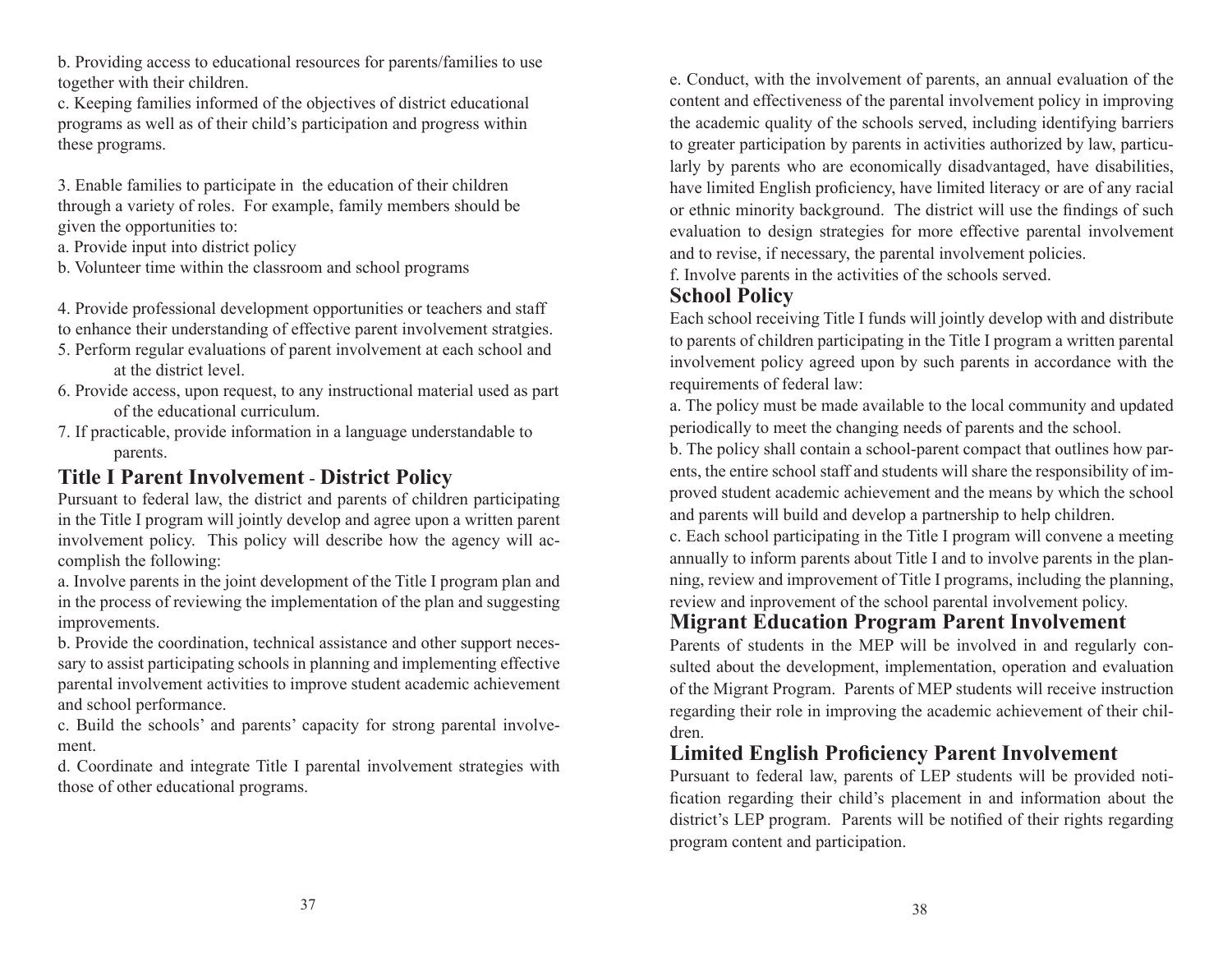b. Providing access to educational resources for parents/families to use together with their children.

c. Keeping families informed of the objectives of district educational programs as well as of their child's participation and progress within these programs.

3. Enable families to participate in the education of their children through a variety of roles. For example, family members should be given the opportunities to:

a. Provide input into district policy

b. Volunteer time within the classroom and school programs

4. Provide professional development opportunities or teachers and staff to enhance their understanding of effective parent involvement stratgies.
5. Perform regular evaluations of parent involvement at each school and at the district level.
6. Provide access, upon request, to any instructional material used as part of the educational curriculum.
7. If practicable, provide information in a language understandable to parents.

## Title I Parent Involvement - District Policy

Pursuant to federal law, the district and parents of children participating in the Title I program will jointly develop and agree upon a written parent involvement policy. This policy will describe how the agency will accomplish the following:

a. Involve parents in the joint development of the Title I program plan and in the process of reviewing the implementation of the plan and suggesting improvements.

b. Provide the coordination, technical assistance and other support necessary to assist participating schools in planning and implementing effective parental involvement activities to improve student academic achievement and school performance.

c. Build the schools' and parents' capacity for strong parental involvement.

d. Coordinate and integrate Title I parental involvement strategies with those of other educational programs.

e. Conduct, with the involvement of parents, an annual evaluation of the content and effectiveness of the parental involvement policy in improving the academic quality of the schools served, including identifying barriers to greater participation by parents in activities authorized by law, particularly by parents who are economically disadvantaged, have disabilities, have limited English proficiency, have limited literacy or are of any racial or ethnic minority background. The district will use the findings of such evaluation to design strategies for more effective parental involvement and to revise, if necessary, the parental involvement policies.

f. Involve parents in the activities of the schools served.

## School Policy

Each school receiving Title I funds will jointly develop with and distribute to parents of children participating in the Title I program a written parental involvement policy agreed upon by such parents in accordance with the requirements of federal law:

a. The policy must be made available to the local community and updated periodically to meet the changing needs of parents and the school.

b. The policy shall contain a school-parent compact that outlines how parents, the entire school staff and students will share the responsibility of improved student academic achievement and the means by which the school and parents will build and develop a partnership to help children.

c. Each school participating in the Title I program will convene a meeting annually to inform parents about Title I and to involve parents in the planning, review and improvement of Title I programs, including the planning, review and inprovement of the school parental involvement policy.

## Migrant Education Program Parent Involvement

Parents of students in the MEP will be involved in and regularly consulted about the development, implementation, operation and evaluation of the Migrant Program. Parents of MEP students will receive instruction regarding their role in improving the academic achievement of their children.

## Limited English Proficiency Parent Involvement

Pursuant to federal law, parents of LEP students will be provided notification regarding their child's placement in and information about the district's LEP program. Parents will be notified of their rights regarding program content and participation.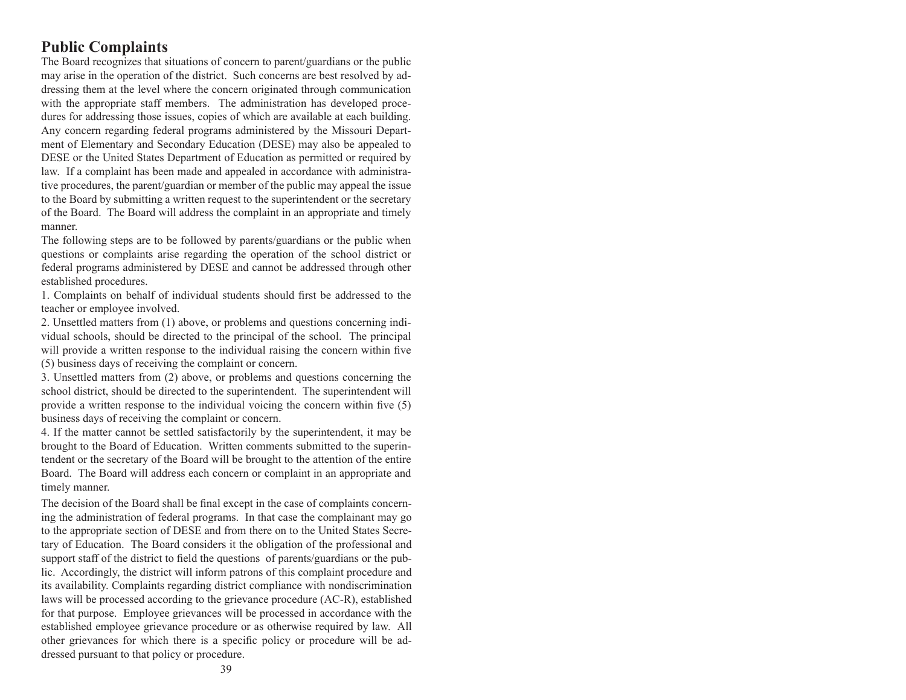## Public Complaints

The Board recognizes that situations of concern to parent/guardians or the public may arise in the operation of the district. Such concerns are best resolved by addressing them at the level where the concern originated through communication with the appropriate staff members. The administration has developed procedures for addressing those issues, copies of which are available at each building. Any concern regarding federal programs administered by the Missouri Department of Elementary and Secondary Education (DESE) may also be appealed to DESE or the United States Department of Education as permitted or required by law. If a complaint has been made and appealed in accordance with administrative procedures, the parent/guardian or member of the public may appeal the issue to the Board by submitting a written request to the superintendent or the secretary of the Board. The Board will address the complaint in an appropriate and timely manner.

The following steps are to be followed by parents/guardians or the public when questions or complaints arise regarding the operation of the school district or federal programs administered by DESE and cannot be addressed through other established procedures.

1. Complaints on behalf of individual students should first be addressed to the teacher or employee involved.
2. Unsettled matters from (1) above, or problems and questions concerning individual schools, should be directed to the principal of the school. The principal will provide a written response to the individual raising the concern within five (5) business days of receiving the complaint or concern.
3. Unsettled matters from (2) above, or problems and questions concerning the school district, should be directed to the superintendent. The superintendent will provide a written response to the individual voicing the concern within five (5) business days of receiving the complaint or concern.
4. If the matter cannot be settled satisfactorily by the superintendent, it may be brought to the Board of Education. Written comments submitted to the superintendent or the secretary of the Board will be brought to the attention of the entire Board. The Board will address each concern or complaint in an appropriate and timely manner.

The decision of the Board shall be final except in the case of complaints concerning the administration of federal programs. In that case the complainant may go to the appropriate section of DESE and from there on to the United States Secretary of Education. The Board considers it the obligation of the professional and support staff of the district to field the questions of parents/guardians or the public. Accordingly, the district will inform patrons of this complaint procedure and its availability. Complaints regarding district compliance with nondiscrimination laws will be processed according to the grievance procedure (AC-R), established for that purpose. Employee grievances will be processed in accordance with the established employee grievance procedure or as otherwise required by law. All other grievances for which there is a specific policy or procedure will be addressed pursuant to that policy or procedure.